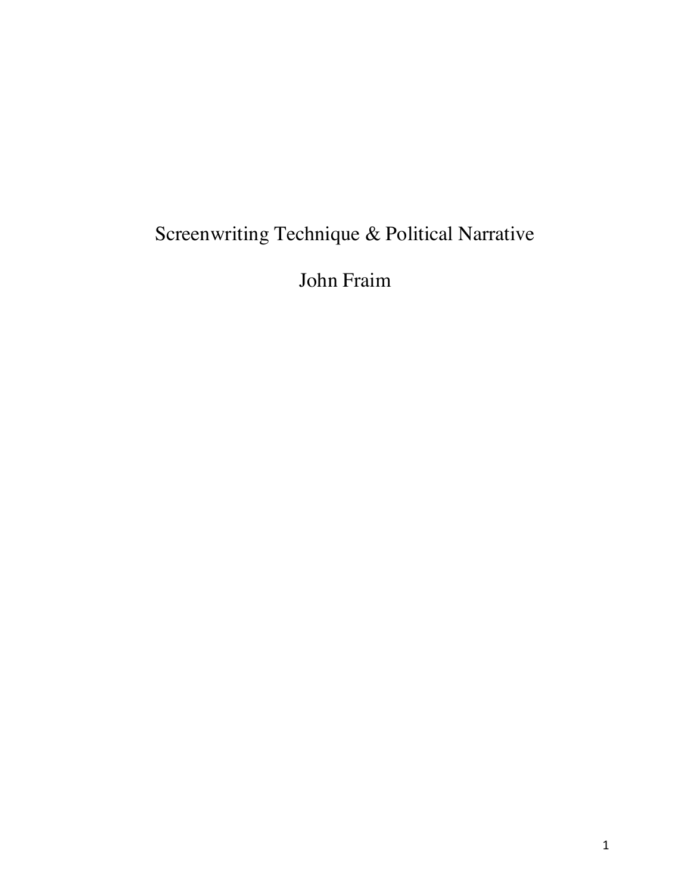# Screenwriting Technique & Political Narrative

John Fraim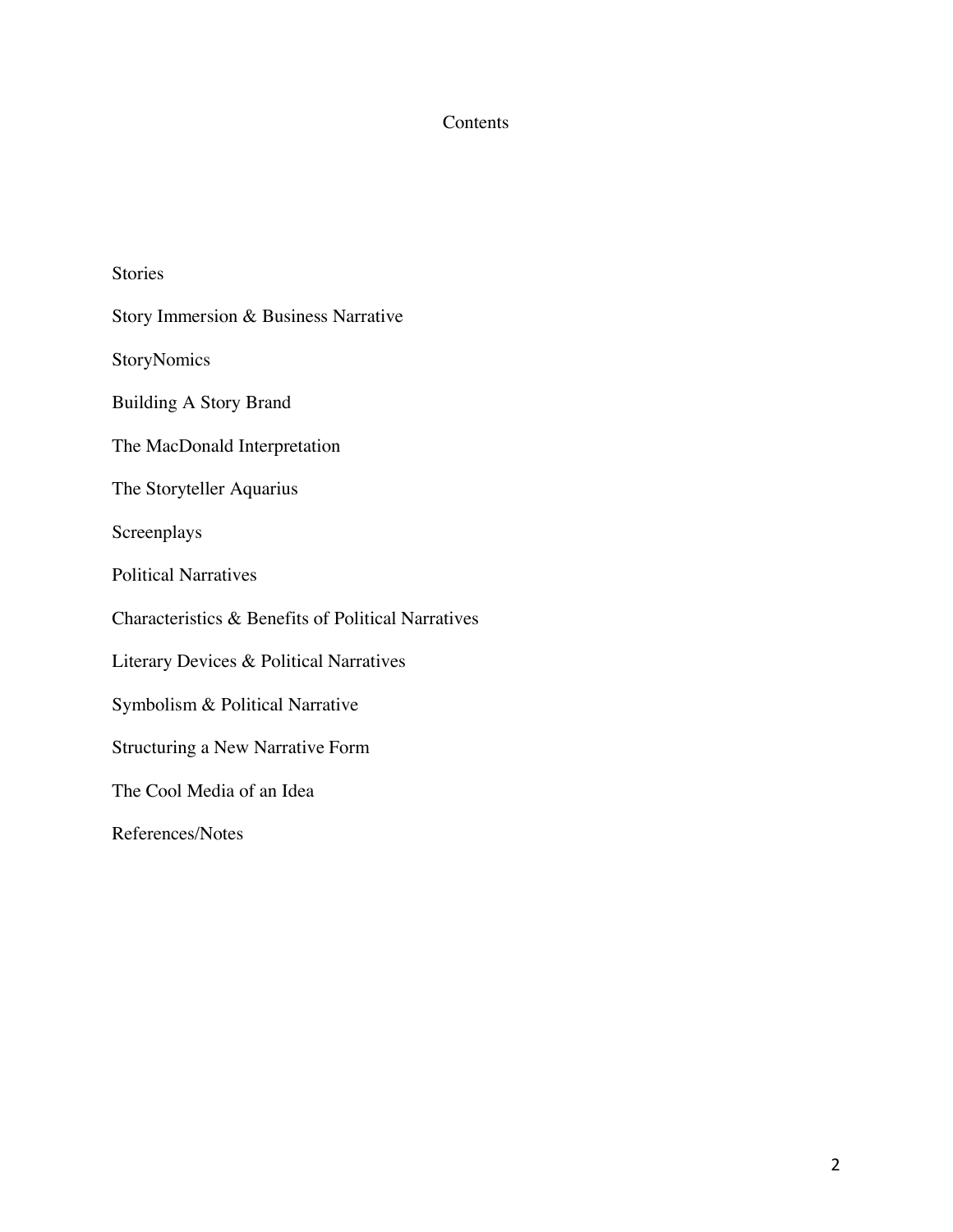# Contents

Stories

Story Immersion & Business Narrative

StoryNomics

Building A Story Brand

The MacDonald Interpretation

The Storyteller Aquarius

Screenplays

Political Narratives

Characteristics & Benefits of Political Narratives

Literary Devices & Political Narratives

Symbolism & Political Narrative

Structuring a New Narrative Form

The Cool Media of an Idea

References/Notes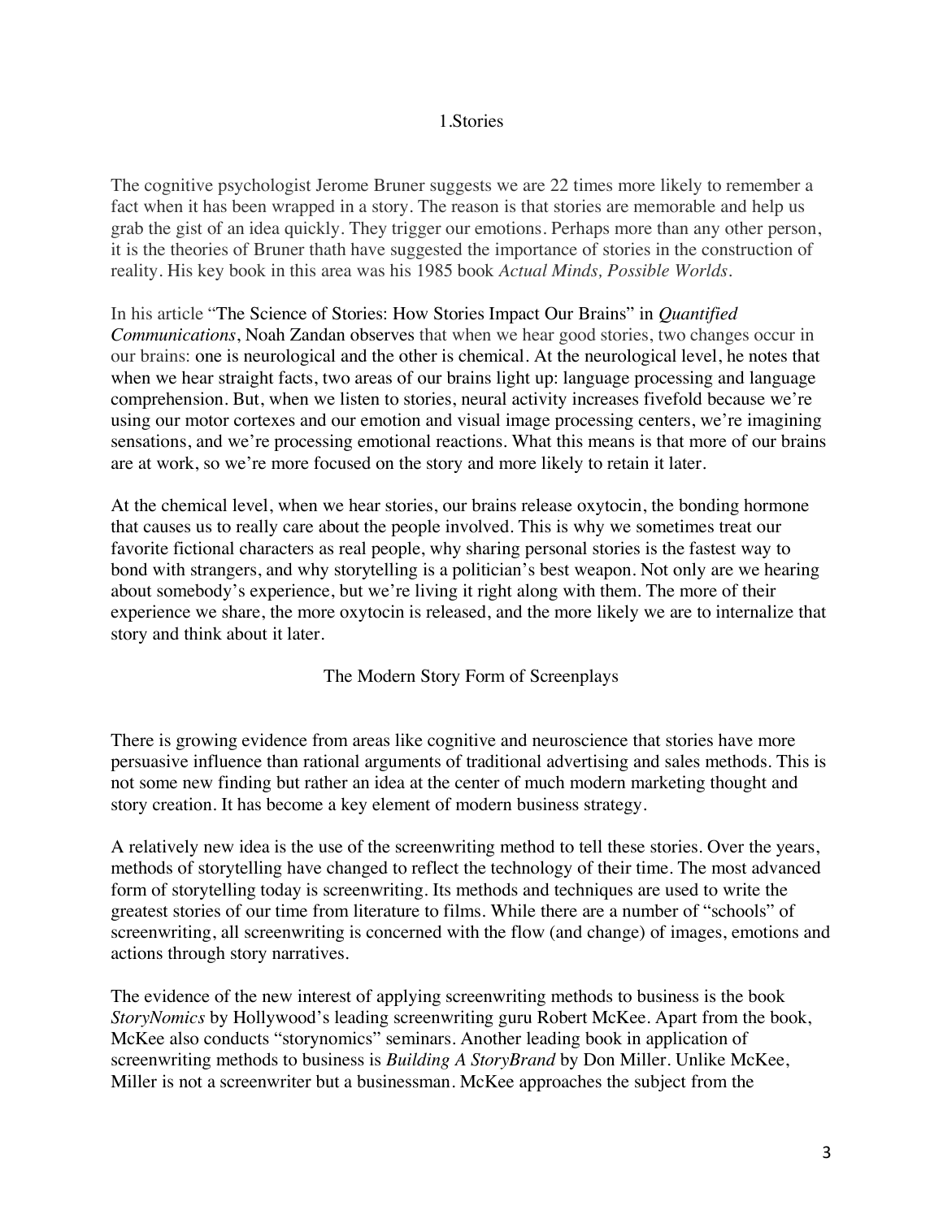# 1.Stories

The cognitive psychologist Jerome Bruner suggests we are 22 times more likely to remember a fact when it has been wrapped in a story. The reason is that stories are memorable and help us grab the gist of an idea quickly. They trigger our emotions. Perhaps more than any other person, it is the theories of Bruner thath have suggested the importance of stories in the construction of reality. His key book in this area was his 1985 book *Actual Minds, Possible Worlds*.

In his article "The Science of Stories: How Stories Impact Our Brains" in *Quantified Communications*, Noah Zandan observes that when we hear good stories, two changes occur in our brains: one is neurological and the other is chemical. At the neurological level, he notes that when we hear straight facts, two areas of our brains light up: language processing and language comprehension. But, when we listen to stories, neural activity increases fivefold because we're using our motor cortexes and our emotion and visual image processing centers, we're imagining sensations, and we're processing emotional reactions. What this means is that more of our brains are at work, so we're more focused on the story and more likely to retain it later.

At the chemical level, when we hear stories, our brains release oxytocin, the bonding hormone that causes us to really care about the people involved. This is why we sometimes treat our favorite fictional characters as real people, why sharing personal stories is the fastest way to bond with strangers, and why storytelling is a politician's best weapon. Not only are we hearing about somebody's experience, but we're living it right along with them. The more of their experience we share, the more oxytocin is released, and the more likely we are to internalize that story and think about it later.

## The Modern Story Form of Screenplays

There is growing evidence from areas like cognitive and neuroscience that stories have more persuasive influence than rational arguments of traditional advertising and sales methods. This is not some new finding but rather an idea at the center of much modern marketing thought and story creation. It has become a key element of modern business strategy.

A relatively new idea is the use of the screenwriting method to tell these stories. Over the years, methods of storytelling have changed to reflect the technology of their time. The most advanced form of storytelling today is screenwriting. Its methods and techniques are used to write the greatest stories of our time from literature to films. While there are a number of "schools" of screenwriting, all screenwriting is concerned with the flow (and change) of images, emotions and actions through story narratives.

The evidence of the new interest of applying screenwriting methods to business is the book *StoryNomics* by Hollywood's leading screenwriting guru Robert McKee. Apart from the book, McKee also conducts "storynomics" seminars. Another leading book in application of screenwriting methods to business is *Building A StoryBrand* by Don Miller. Unlike McKee, Miller is not a screenwriter but a businessman. McKee approaches the subject from the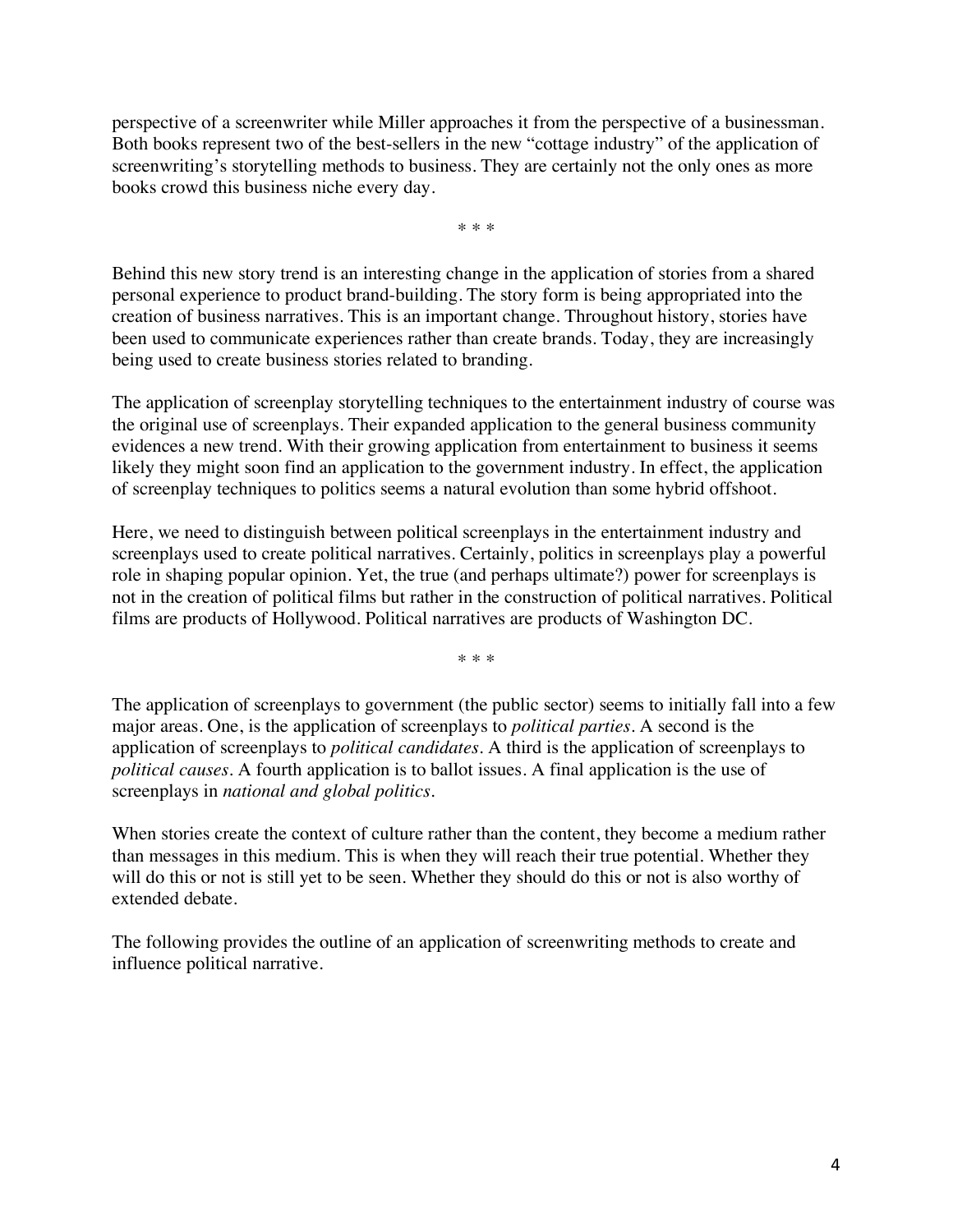perspective of a screenwriter while Miller approaches it from the perspective of a businessman. Both books represent two of the best-sellers in the new "cottage industry" of the application of screenwriting's storytelling methods to business. They are certainly not the only ones as more books crowd this business niche every day.

\* \* \*

Behind this new story trend is an interesting change in the application of stories from a shared personal experience to product brand-building. The story form is being appropriated into the creation of business narratives. This is an important change. Throughout history, stories have been used to communicate experiences rather than create brands. Today, they are increasingly being used to create business stories related to branding.

The application of screenplay storytelling techniques to the entertainment industry of course was the original use of screenplays. Their expanded application to the general business community evidences a new trend. With their growing application from entertainment to business it seems likely they might soon find an application to the government industry. In effect, the application of screenplay techniques to politics seems a natural evolution than some hybrid offshoot.

Here, we need to distinguish between political screenplays in the entertainment industry and screenplays used to create political narratives. Certainly, politics in screenplays play a powerful role in shaping popular opinion. Yet, the true (and perhaps ultimate?) power for screenplays is not in the creation of political films but rather in the construction of political narratives. Political films are products of Hollywood. Political narratives are products of Washington DC.

\* \* \*

The application of screenplays to government (the public sector) seems to initially fall into a few major areas. One, is the application of screenplays to *political parties*. A second is the application of screenplays to *political candidates*. A third is the application of screenplays to *political causes*. A fourth application is to ballot issues. A final application is the use of screenplays in *national and global politics*.

When stories create the context of culture rather than the content, they become a medium rather than messages in this medium. This is when they will reach their true potential. Whether they will do this or not is still yet to be seen. Whether they should do this or not is also worthy of extended debate.

The following provides the outline of an application of screenwriting methods to create and influence political narrative.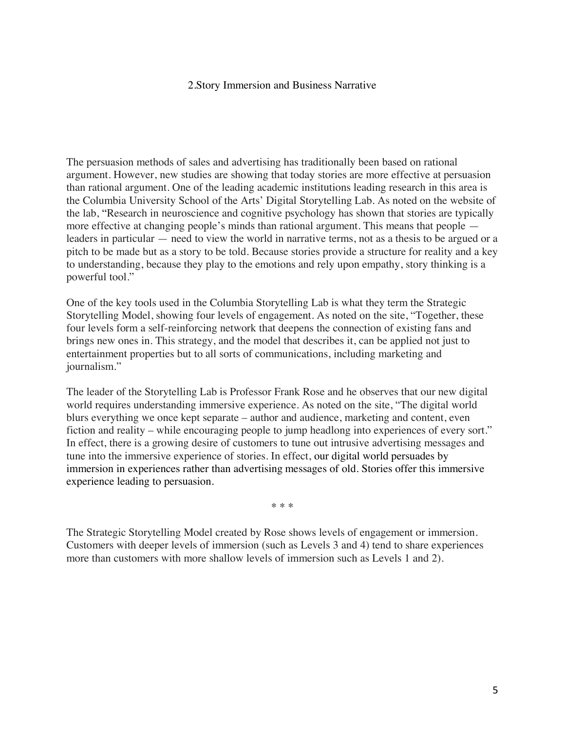## 2.Story Immersion and Business Narrative

The persuasion methods of sales and advertising has traditionally been based on rational argument. However, new studies are showing that today stories are more effective at persuasion than rational argument. One of the leading academic institutions leading research in this area is the Columbia University School of the Arts' Digital Storytelling Lab. As noted on the website of the lab, "Research in neuroscience and cognitive psychology has shown that stories are typically more effective at changing people's minds than rational argument. This means that people — leaders in particular — need to view the world in narrative terms, not as a thesis to be argued or a pitch to be made but as a story to be told. Because stories provide a structure for reality and a key to understanding, because they play to the emotions and rely upon empathy, story thinking is a powerful tool."

One of the key tools used in the Columbia Storytelling Lab is what they term the Strategic Storytelling Model, showing four levels of engagement. As noted on the site, "Together, these four levels form a self-reinforcing network that deepens the connection of existing fans and brings new ones in. This strategy, and the model that describes it, can be applied not just to entertainment properties but to all sorts of communications, including marketing and journalism."

The leader of the Storytelling Lab is Professor Frank Rose and he observes that our new digital world requires understanding immersive experience. As noted on the site, "The digital world blurs everything we once kept separate – author and audience, marketing and content, even fiction and reality – while encouraging people to jump headlong into experiences of every sort." In effect, there is a growing desire of customers to tune out intrusive advertising messages and tune into the immersive experience of stories. In effect, our digital world persuades by immersion in experiences rather than advertising messages of old. Stories offer this immersive experience leading to persuasion.

\* \* \*

The Strategic Storytelling Model created by Rose shows levels of engagement or immersion. Customers with deeper levels of immersion (such as Levels 3 and 4) tend to share experiences more than customers with more shallow levels of immersion such as Levels 1 and 2).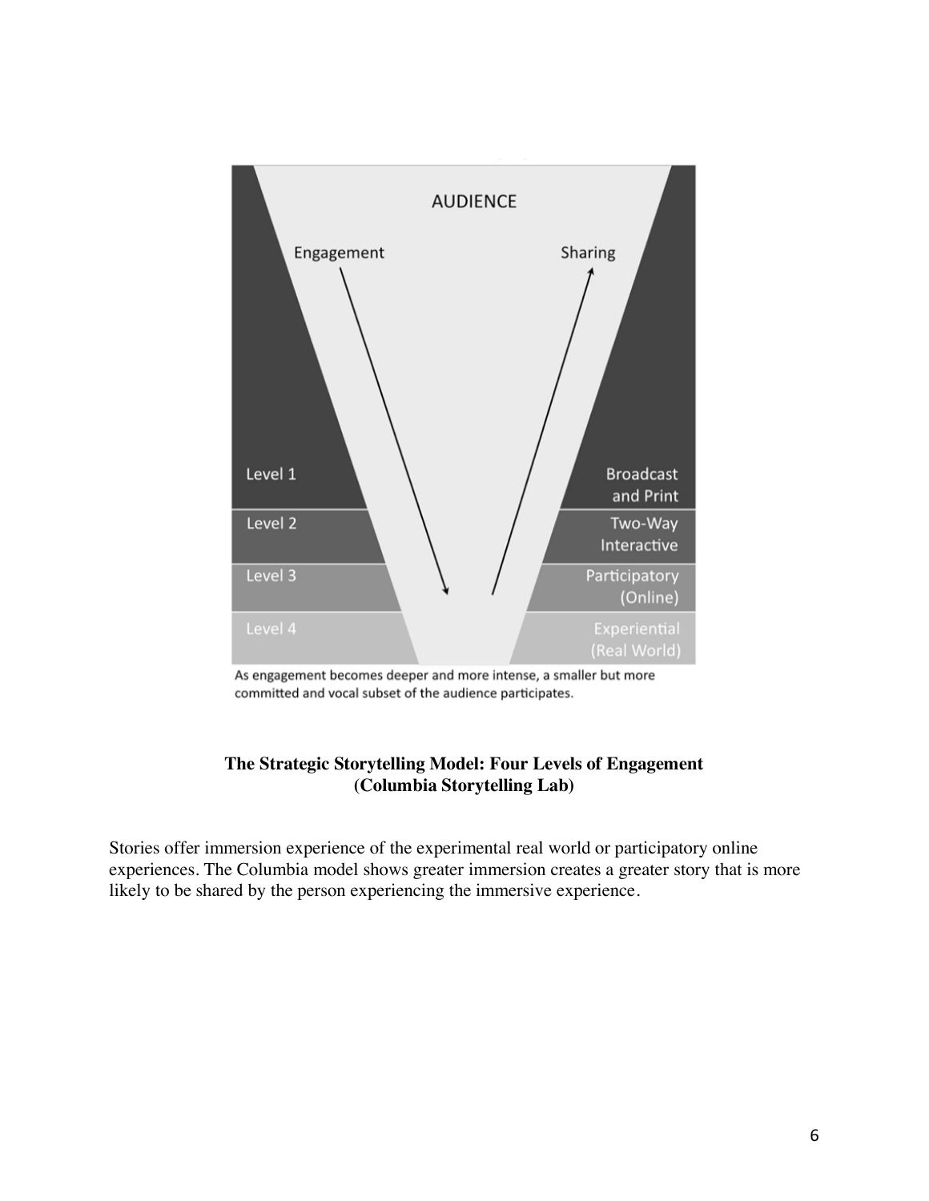AUDIENCE

Engagement

Sharing

Level 1

Broadcast and Print

Level 2

Two-Way Interactive

Level 3

Participatory (Online)

Level 4

Experiential (Real World)

As engagement becomes deeper and more intense, a smaller but more committed and vocal subset of the audience participates.

**The Strategic Storytelling Model: Four Levels of Engagement (Columbia Storytelling Lab)**

Stories offer immersion experience of the experimental real world or participatory online experiences. The Columbia model shows greater immersion creates a greater story that is more likely to be shared by the person experiencing the immersive experience.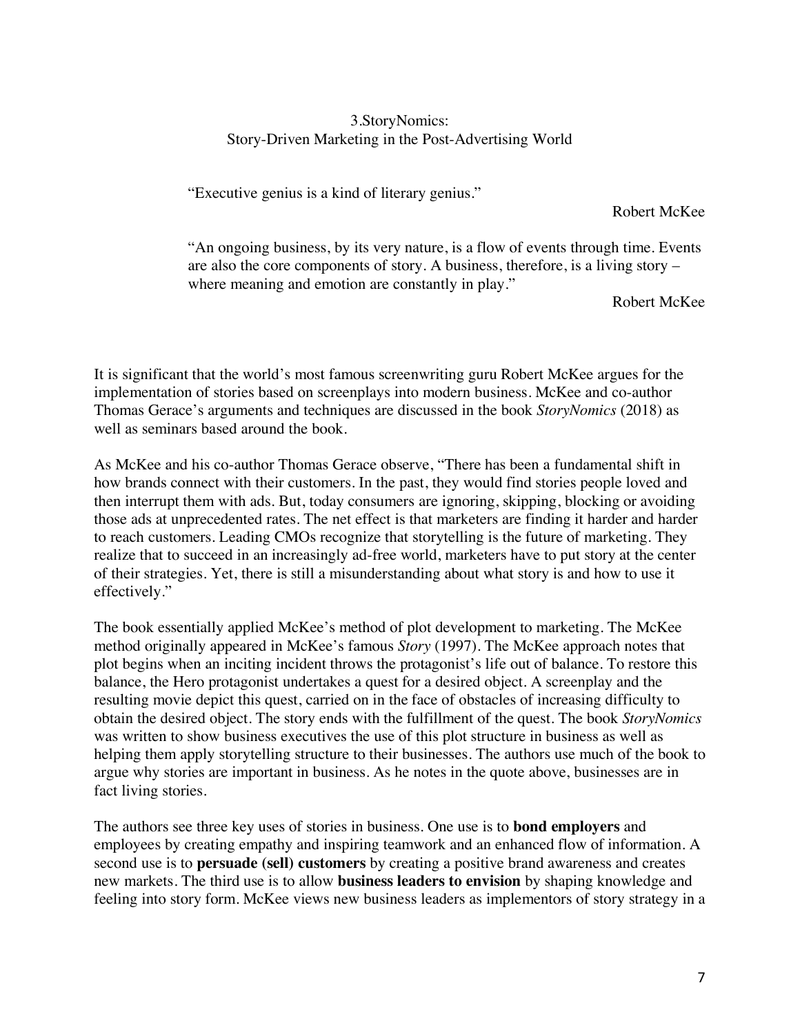## 3.StoryNomics:
## Story-Driven Marketing in the Post-Advertising World

> "Executive genius is a kind of literary genius."
>
> Robert McKee

> "An ongoing business, by its very nature, is a flow of events through time. Events are also the core components of story. A business, therefore, is a living story – where meaning and emotion are constantly in play."
>
> Robert McKee

It is significant that the world's most famous screenwriting guru Robert McKee argues for the implementation of stories based on screenplays into modern business. McKee and co-author Thomas Gerace's arguments and techniques are discussed in the book *StoryNomics* (2018) as well as seminars based around the book.

As McKee and his co-author Thomas Gerace observe, "There has been a fundamental shift in how brands connect with their customers. In the past, they would find stories people loved and then interrupt them with ads. But, today consumers are ignoring, skipping, blocking or avoiding those ads at unprecedented rates. The net effect is that marketers are finding it harder and harder to reach customers. Leading CMOs recognize that storytelling is the future of marketing. They realize that to succeed in an increasingly ad-free world, marketers have to put story at the center of their strategies. Yet, there is still a misunderstanding about what story is and how to use it effectively."

The book essentially applied McKee's method of plot development to marketing. The McKee method originally appeared in McKee's famous *Story* (1997). The McKee approach notes that plot begins when an inciting incident throws the protagonist's life out of balance. To restore this balance, the Hero protagonist undertakes a quest for a desired object. A screenplay and the resulting movie depict this quest, carried on in the face of obstacles of increasing difficulty to obtain the desired object. The story ends with the fulfillment of the quest. The book *StoryNomics* was written to show business executives the use of this plot structure in business as well as helping them apply storytelling structure to their businesses. The authors use much of the book to argue why stories are important in business. As he notes in the quote above, businesses are in fact living stories.

The authors see three key uses of stories in business. One use is to **bond employers** and employees by creating empathy and inspiring teamwork and an enhanced flow of information. A second use is to **persuade (sell) customers** by creating a positive brand awareness and creates new markets. The third use is to allow **business leaders to envision** by shaping knowledge and feeling into story form. McKee views new business leaders as implementors of story strategy in a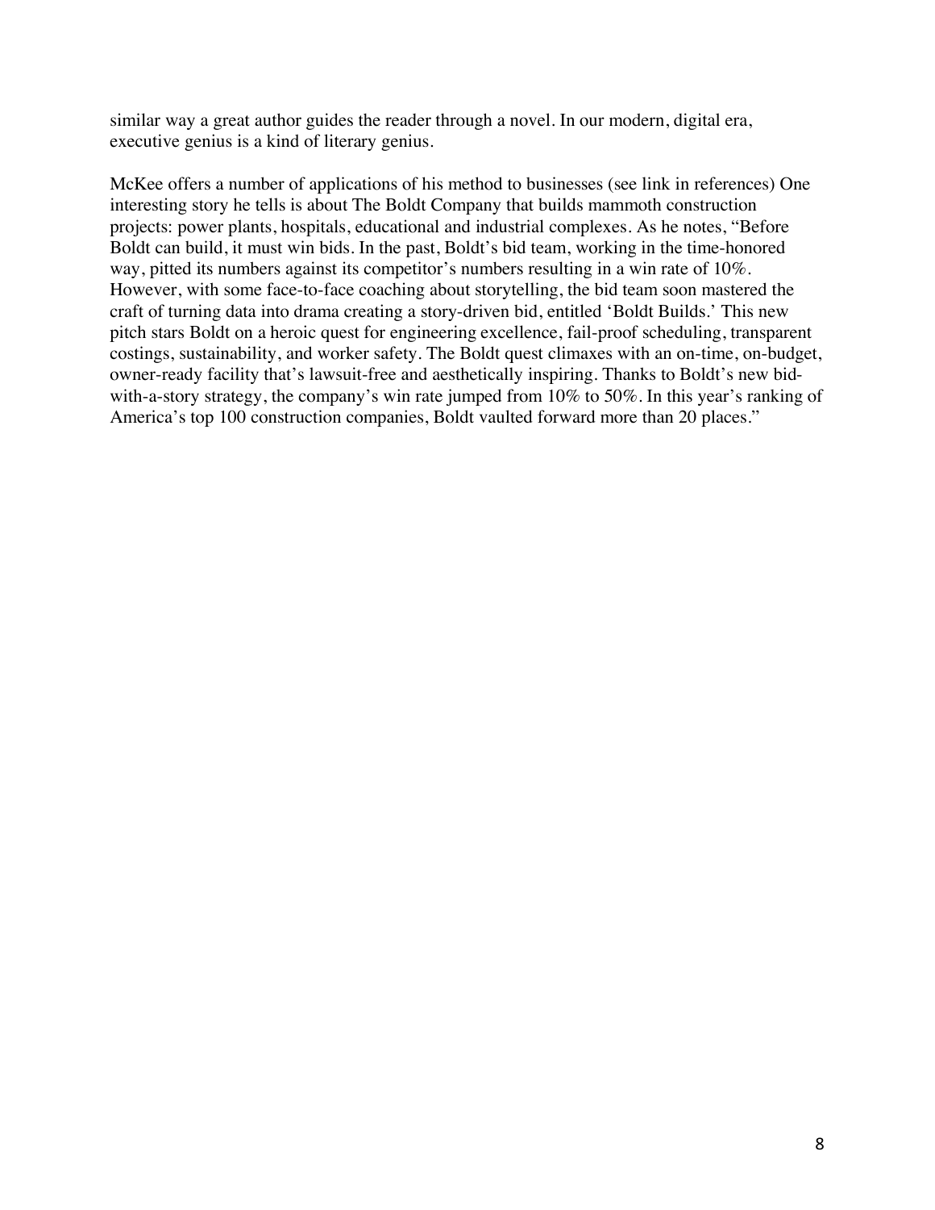similar way a great author guides the reader through a novel. In our modern, digital era, executive genius is a kind of literary genius.

McKee offers a number of applications of his method to businesses (see link in references) One interesting story he tells is about The Boldt Company that builds mammoth construction projects: power plants, hospitals, educational and industrial complexes. As he notes, "Before Boldt can build, it must win bids. In the past, Boldt's bid team, working in the time-honored way, pitted its numbers against its competitor's numbers resulting in a win rate of 10%. However, with some face-to-face coaching about storytelling, the bid team soon mastered the craft of turning data into drama creating a story-driven bid, entitled 'Boldt Builds.' This new pitch stars Boldt on a heroic quest for engineering excellence, fail-proof scheduling, transparent costings, sustainability, and worker safety. The Boldt quest climaxes with an on-time, on-budget, owner-ready facility that's lawsuit-free and aesthetically inspiring. Thanks to Boldt's new bid-with-a-story strategy, the company's win rate jumped from 10% to 50%. In this year's ranking of America's top 100 construction companies, Boldt vaulted forward more than 20 places."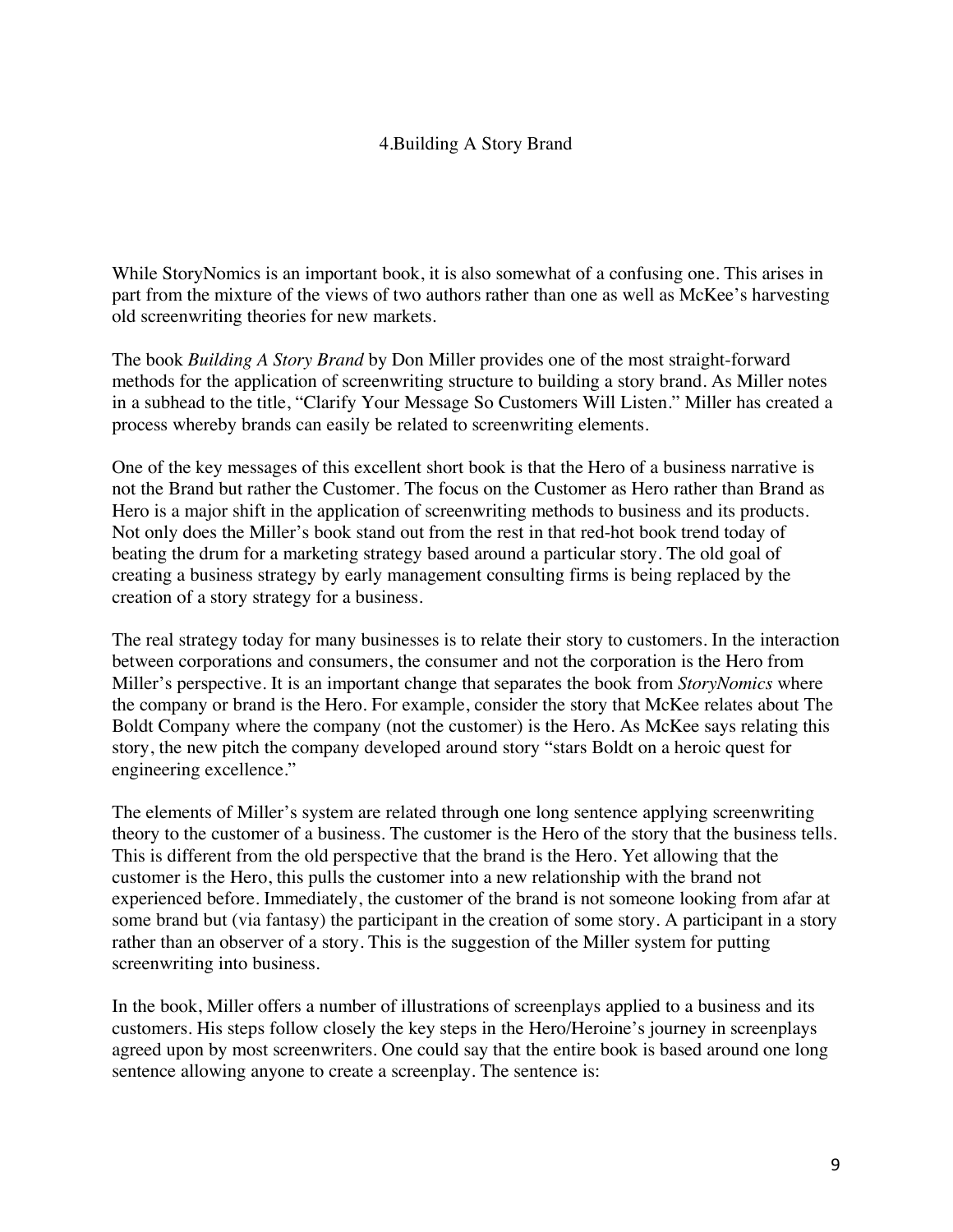# 4.Building A Story Brand

While StoryNomics is an important book, it is also somewhat of a confusing one. This arises in part from the mixture of the views of two authors rather than one as well as McKee's harvesting old screenwriting theories for new markets.

The book *Building A Story Brand* by Don Miller provides one of the most straight-forward methods for the application of screenwriting structure to building a story brand. As Miller notes in a subhead to the title, "Clarify Your Message So Customers Will Listen." Miller has created a process whereby brands can easily be related to screenwriting elements.

One of the key messages of this excellent short book is that the Hero of a business narrative is not the Brand but rather the Customer. The focus on the Customer as Hero rather than Brand as Hero is a major shift in the application of screenwriting methods to business and its products. Not only does the Miller's book stand out from the rest in that red-hot book trend today of beating the drum for a marketing strategy based around a particular story. The old goal of creating a business strategy by early management consulting firms is being replaced by the creation of a story strategy for a business.

The real strategy today for many businesses is to relate their story to customers. In the interaction between corporations and consumers, the consumer and not the corporation is the Hero from Miller's perspective. It is an important change that separates the book from *StoryNomics* where the company or brand is the Hero. For example, consider the story that McKee relates about The Boldt Company where the company (not the customer) is the Hero. As McKee says relating this story, the new pitch the company developed around story "stars Boldt on a heroic quest for engineering excellence."

The elements of Miller's system are related through one long sentence applying screenwriting theory to the customer of a business. The customer is the Hero of the story that the business tells. This is different from the old perspective that the brand is the Hero. Yet allowing that the customer is the Hero, this pulls the customer into a new relationship with the brand not experienced before. Immediately, the customer of the brand is not someone looking from afar at some brand but (via fantasy) the participant in the creation of some story. A participant in a story rather than an observer of a story. This is the suggestion of the Miller system for putting screenwriting into business.

In the book, Miller offers a number of illustrations of screenplays applied to a business and its customers. His steps follow closely the key steps in the Hero/Heroine's journey in screenplays agreed upon by most screenwriters. One could say that the entire book is based around one long sentence allowing anyone to create a screenplay. The sentence is: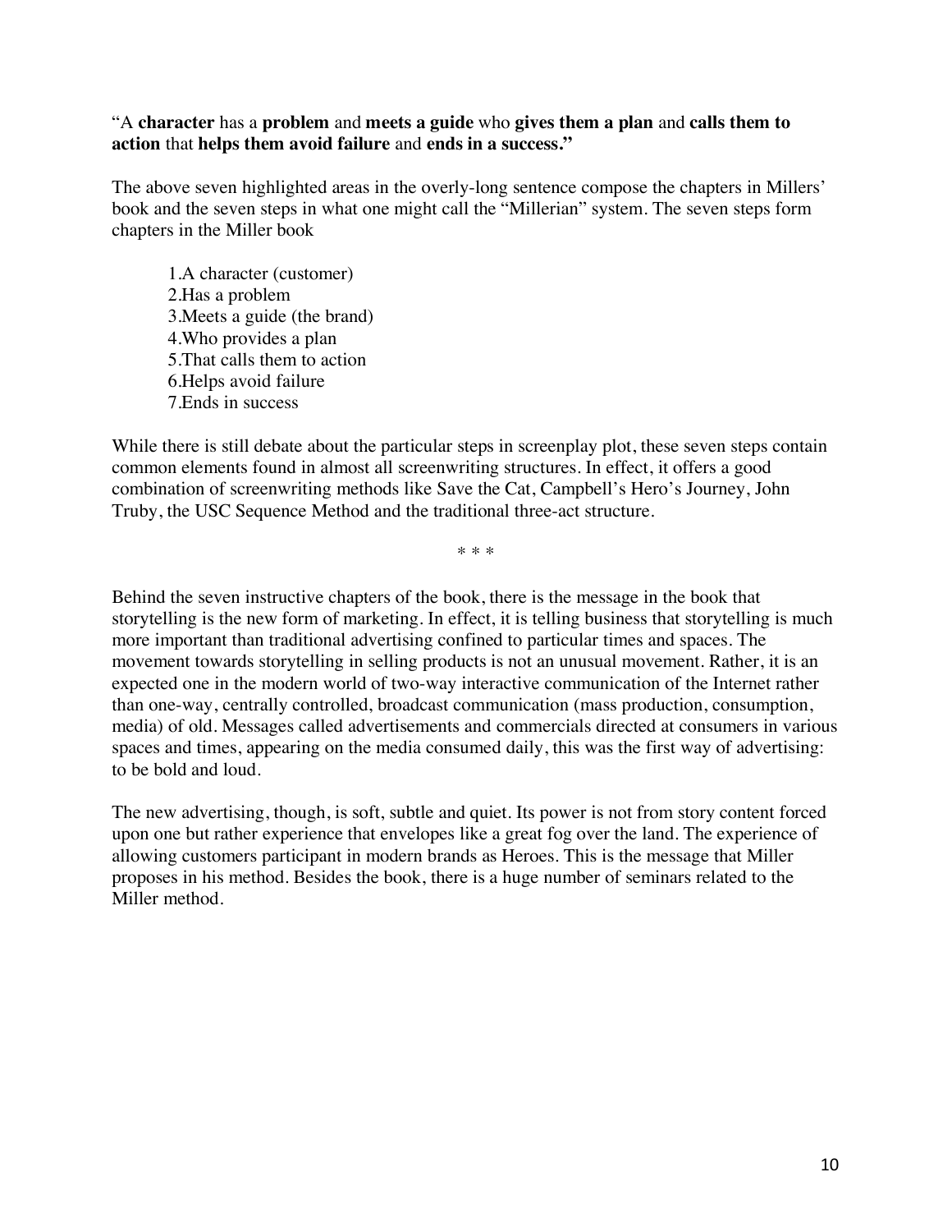"A **character** has a **problem** and **meets a guide** who **gives them a plan** and **calls them to action** that **helps them avoid failure** and **ends in a success."**

The above seven highlighted areas in the overly-long sentence compose the chapters in Millers' book and the seven steps in what one might call the "Millerian" system. The seven steps form chapters in the Miller book

1. A character (customer)
2. Has a problem
3. Meets a guide (the brand)
4. Who provides a plan
5. That calls them to action
6. Helps avoid failure
7. Ends in success

While there is still debate about the particular steps in screenplay plot, these seven steps contain common elements found in almost all screenwriting structures. In effect, it offers a good combination of screenwriting methods like Save the Cat, Campbell's Hero's Journey, John Truby, the USC Sequence Method and the traditional three-act structure.

\* \* \*

Behind the seven instructive chapters of the book, there is the message in the book that storytelling is the new form of marketing. In effect, it is telling business that storytelling is much more important than traditional advertising confined to particular times and spaces. The movement towards storytelling in selling products is not an unusual movement. Rather, it is an expected one in the modern world of two-way interactive communication of the Internet rather than one-way, centrally controlled, broadcast communication (mass production, consumption, media) of old. Messages called advertisements and commercials directed at consumers in various spaces and times, appearing on the media consumed daily, this was the first way of advertising: to be bold and loud.

The new advertising, though, is soft, subtle and quiet. Its power is not from story content forced upon one but rather experience that envelopes like a great fog over the land. The experience of allowing customers participant in modern brands as Heroes. This is the message that Miller proposes in his method. Besides the book, there is a huge number of seminars related to the Miller method.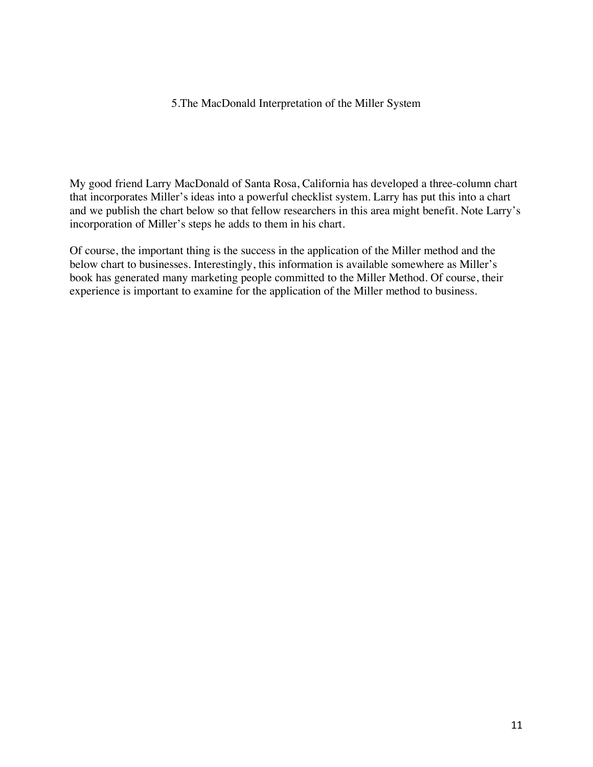## 5.The MacDonald Interpretation of the Miller System

My good friend Larry MacDonald of Santa Rosa, California has developed a three-column chart that incorporates Miller's ideas into a powerful checklist system. Larry has put this into a chart and we publish the chart below so that fellow researchers in this area might benefit. Note Larry's incorporation of Miller's steps he adds to them in his chart.

Of course, the important thing is the success in the application of the Miller method and the below chart to businesses. Interestingly, this information is available somewhere as Miller's book has generated many marketing people committed to the Miller Method. Of course, their experience is important to examine for the application of the Miller method to business.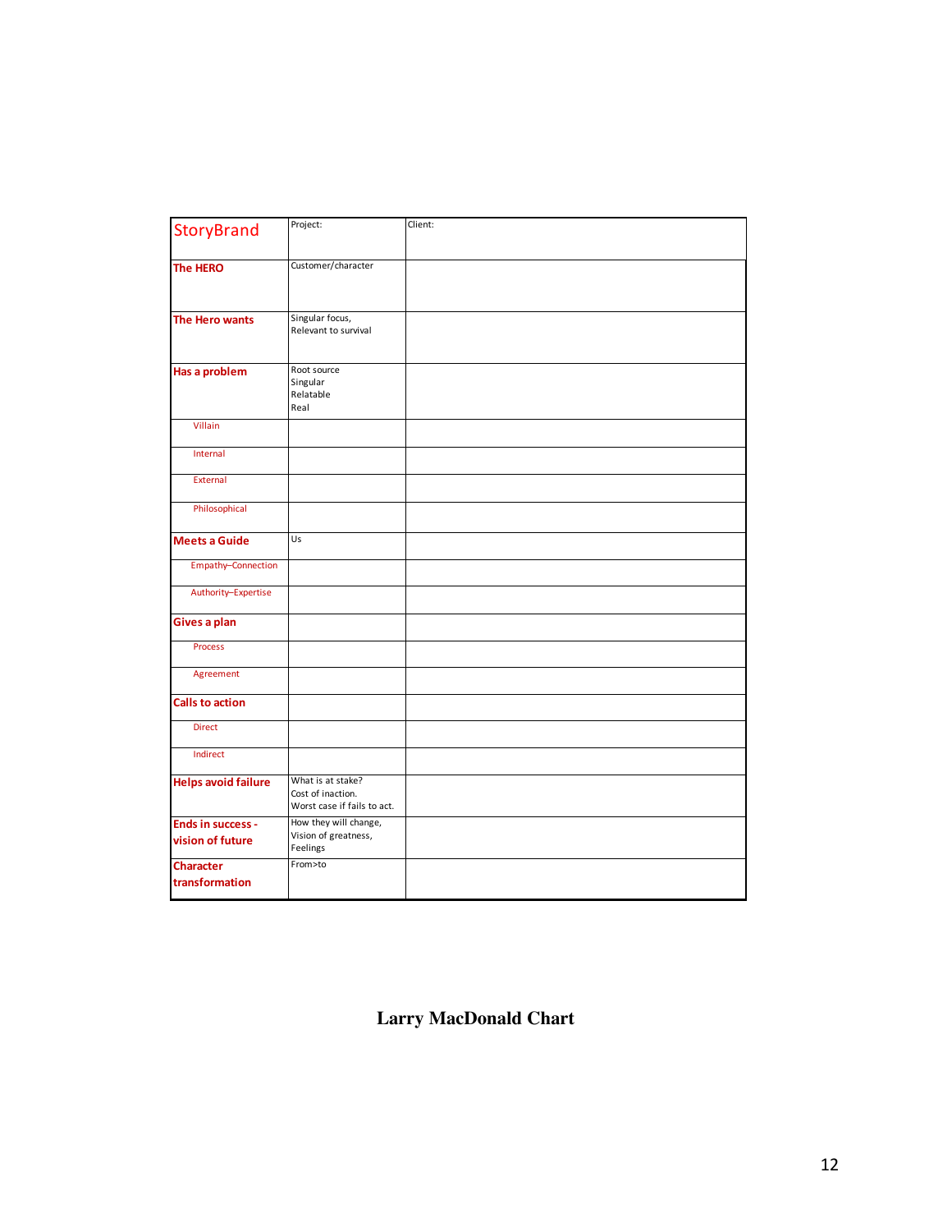| StoryBrand | Project: | Client: |
|---|---|---|
| **The HERO** | Customer/character | |
| **The Hero wants** | Singular focus,<br>Relevant to survival | |
| **Has a problem** | Root source<br>Singular<br>Relatable<br>Real | |
| Villain | | |
| Internal | | |
| External | | |
| Philosophical | | |
| **Meets a Guide** | Us | |
| Empathy–Connection | | |
| Authority–Expertise | | |
| **Gives a plan** | | |
| Process | | |
| Agreement | | |
| **Calls to action** | | |
| Direct | | |
| Indirect | | |
| **Helps avoid failure** | What is at stake?<br>Cost of inaction.<br>Worst case if fails to act. | |
| **Ends in success - vision of future** | How they will change,<br>Vision of greatness,<br>Feelings | |
| **Character transformation** | From>to | |

**Larry MacDonald Chart**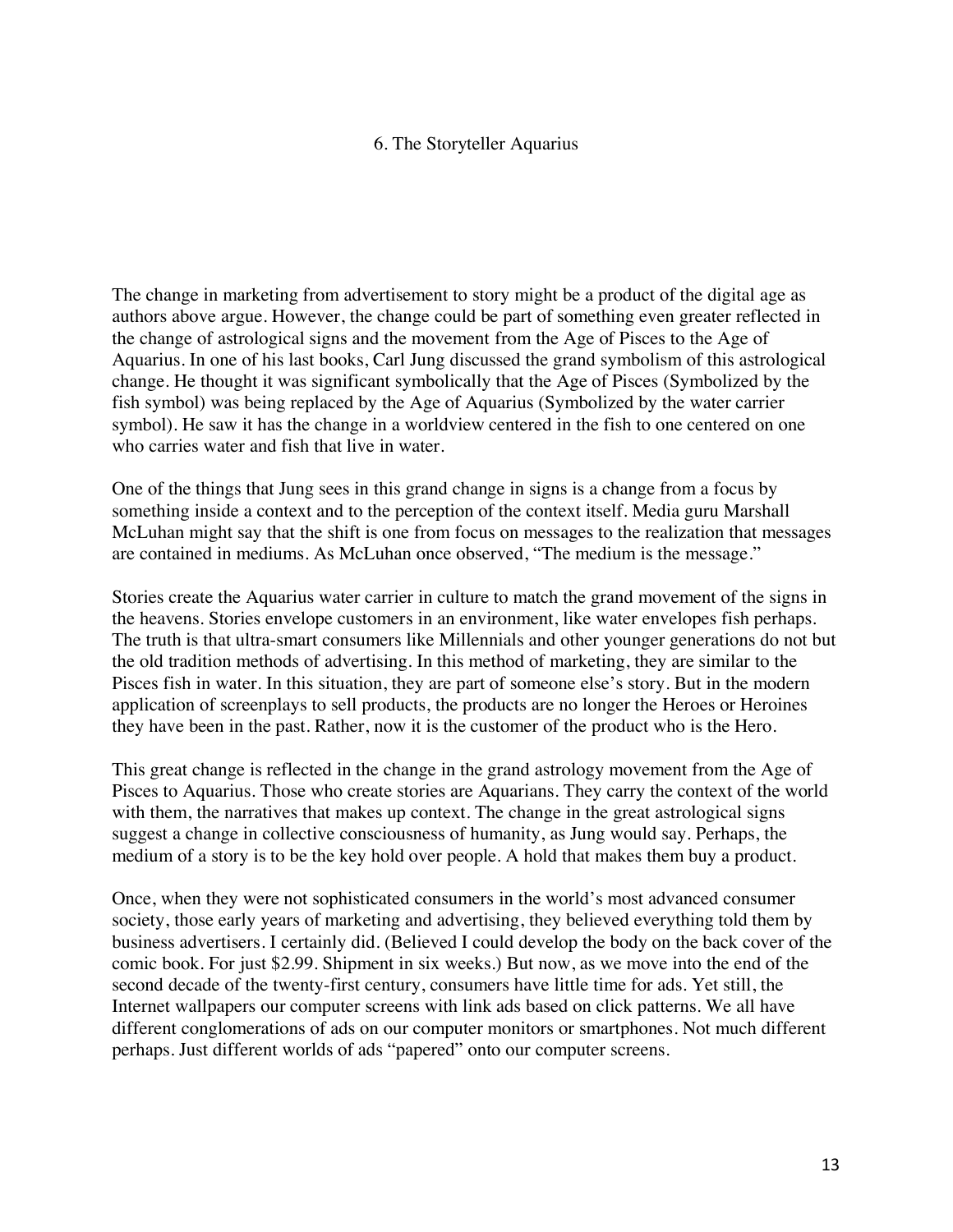## 6. The Storyteller Aquarius

The change in marketing from advertisement to story might be a product of the digital age as authors above argue. However, the change could be part of something even greater reflected in the change of astrological signs and the movement from the Age of Pisces to the Age of Aquarius. In one of his last books, Carl Jung discussed the grand symbolism of this astrological change. He thought it was significant symbolically that the Age of Pisces (Symbolized by the fish symbol) was being replaced by the Age of Aquarius (Symbolized by the water carrier symbol). He saw it has the change in a worldview centered in the fish to one centered on one who carries water and fish that live in water.

One of the things that Jung sees in this grand change in signs is a change from a focus by something inside a context and to the perception of the context itself. Media guru Marshall McLuhan might say that the shift is one from focus on messages to the realization that messages are contained in mediums. As McLuhan once observed, "The medium is the message."

Stories create the Aquarius water carrier in culture to match the grand movement of the signs in the heavens. Stories envelope customers in an environment, like water envelopes fish perhaps. The truth is that ultra-smart consumers like Millennials and other younger generations do not but the old tradition methods of advertising. In this method of marketing, they are similar to the Pisces fish in water. In this situation, they are part of someone else's story. But in the modern application of screenplays to sell products, the products are no longer the Heroes or Heroines they have been in the past. Rather, now it is the customer of the product who is the Hero.

This great change is reflected in the change in the grand astrology movement from the Age of Pisces to Aquarius. Those who create stories are Aquarians. They carry the context of the world with them, the narratives that makes up context. The change in the great astrological signs suggest a change in collective consciousness of humanity, as Jung would say. Perhaps, the medium of a story is to be the key hold over people. A hold that makes them buy a product.

Once, when they were not sophisticated consumers in the world's most advanced consumer society, those early years of marketing and advertising, they believed everything told them by business advertisers. I certainly did. (Believed I could develop the body on the back cover of the comic book. For just $2.99. Shipment in six weeks.) But now, as we move into the end of the second decade of the twenty-first century, consumers have little time for ads. Yet still, the Internet wallpapers our computer screens with link ads based on click patterns. We all have different conglomerations of ads on our computer monitors or smartphones. Not much different perhaps. Just different worlds of ads "papered" onto our computer screens.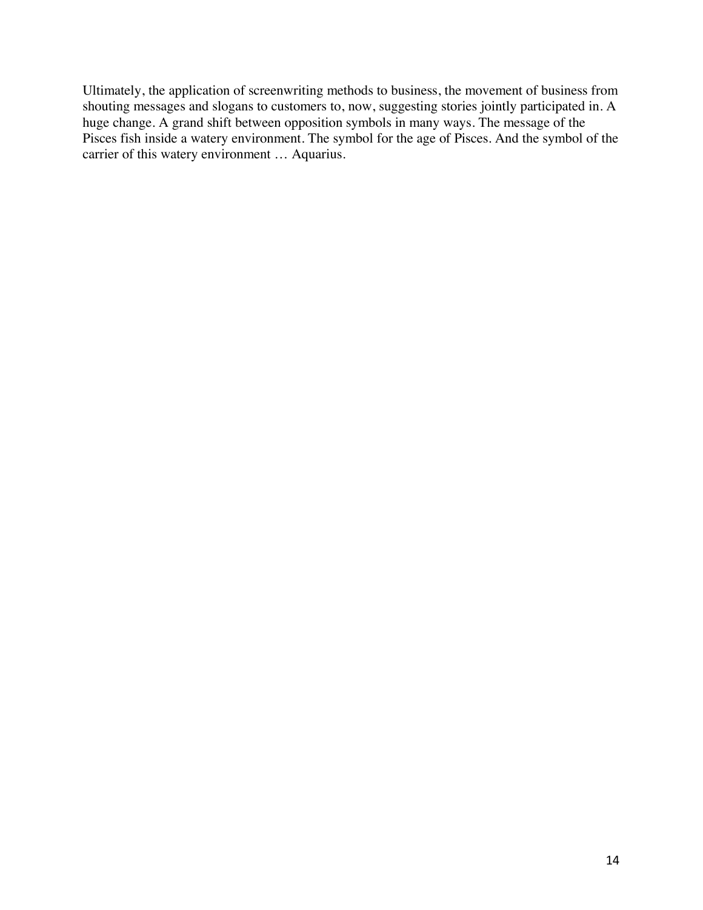Ultimately, the application of screenwriting methods to business, the movement of business from shouting messages and slogans to customers to, now, suggesting stories jointly participated in. A huge change. A grand shift between opposition symbols in many ways. The message of the Pisces fish inside a watery environment. The symbol for the age of Pisces. And the symbol of the carrier of this watery environment … Aquarius.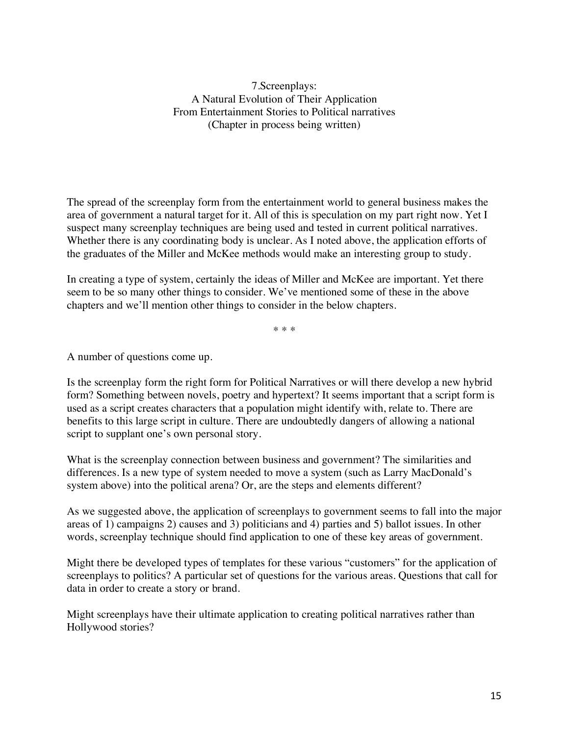# 7.Screenplays: A Natural Evolution of Their Application From Entertainment Stories to Political narratives (Chapter in process being written)

The spread of the screenplay form from the entertainment world to general business makes the area of government a natural target for it. All of this is speculation on my part right now. Yet I suspect many screenplay techniques are being used and tested in current political narratives. Whether there is any coordinating body is unclear. As I noted above, the application efforts of the graduates of the Miller and McKee methods would make an interesting group to study.

In creating a type of system, certainly the ideas of Miller and McKee are important. Yet there seem to be so many other things to consider. We've mentioned some of these in the above chapters and we'll mention other things to consider in the below chapters.

\* \* \*

A number of questions come up.

Is the screenplay form the right form for Political Narratives or will there develop a new hybrid form? Something between novels, poetry and hypertext? It seems important that a script form is used as a script creates characters that a population might identify with, relate to. There are benefits to this large script in culture. There are undoubtedly dangers of allowing a national script to supplant one's own personal story.

What is the screenplay connection between business and government? The similarities and differences. Is a new type of system needed to move a system (such as Larry MacDonald's system above) into the political arena? Or, are the steps and elements different?

As we suggested above, the application of screenplays to government seems to fall into the major areas of 1) campaigns 2) causes and 3) politicians and 4) parties and 5) ballot issues. In other words, screenplay technique should find application to one of these key areas of government.

Might there be developed types of templates for these various "customers" for the application of screenplays to politics? A particular set of questions for the various areas. Questions that call for data in order to create a story or brand.

Might screenplays have their ultimate application to creating political narratives rather than Hollywood stories?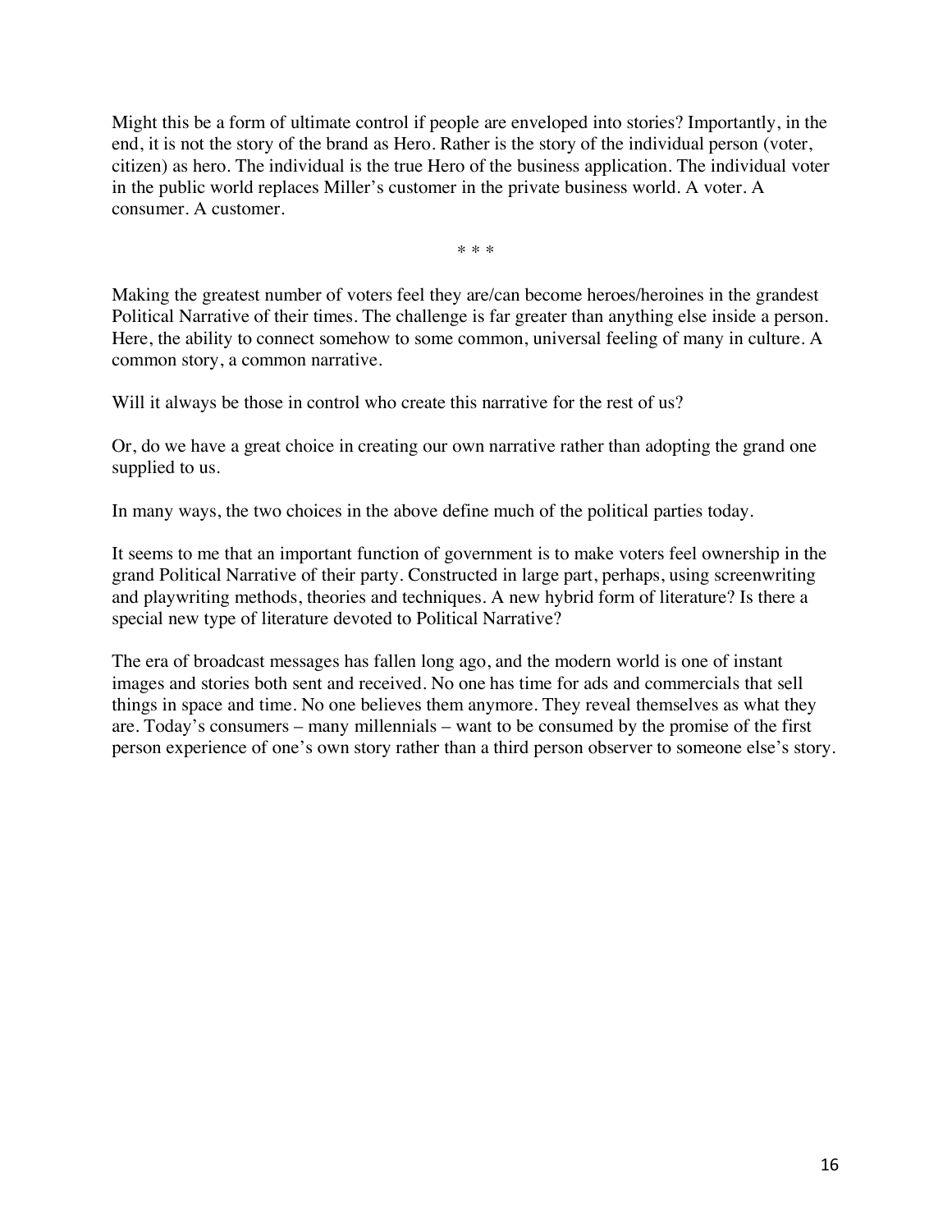Might this be a form of ultimate control if people are enveloped into stories? Importantly, in the end, it is not the story of the brand as Hero. Rather is the story of the individual person (voter, citizen) as hero. The individual is the true Hero of the business application. The individual voter in the public world replaces Miller's customer in the private business world. A voter. A consumer. A customer.

* * *

Making the greatest number of voters feel they are/can become heroes/heroines in the grandest Political Narrative of their times. The challenge is far greater than anything else inside a person. Here, the ability to connect somehow to some common, universal feeling of many in culture. A common story, a common narrative.

Will it always be those in control who create this narrative for the rest of us?

Or, do we have a great choice in creating our own narrative rather than adopting the grand one supplied to us.

In many ways, the two choices in the above define much of the political parties today.

It seems to me that an important function of government is to make voters feel ownership in the grand Political Narrative of their party. Constructed in large part, perhaps, using screenwriting and playwriting methods, theories and techniques. A new hybrid form of literature? Is there a special new type of literature devoted to Political Narrative?

The era of broadcast messages has fallen long ago, and the modern world is one of instant images and stories both sent and received. No one has time for ads and commercials that sell things in space and time. No one believes them anymore. They reveal themselves as what they are. Today's consumers – many millennials – want to be consumed by the promise of the first person experience of one's own story rather than a third person observer to someone else's story.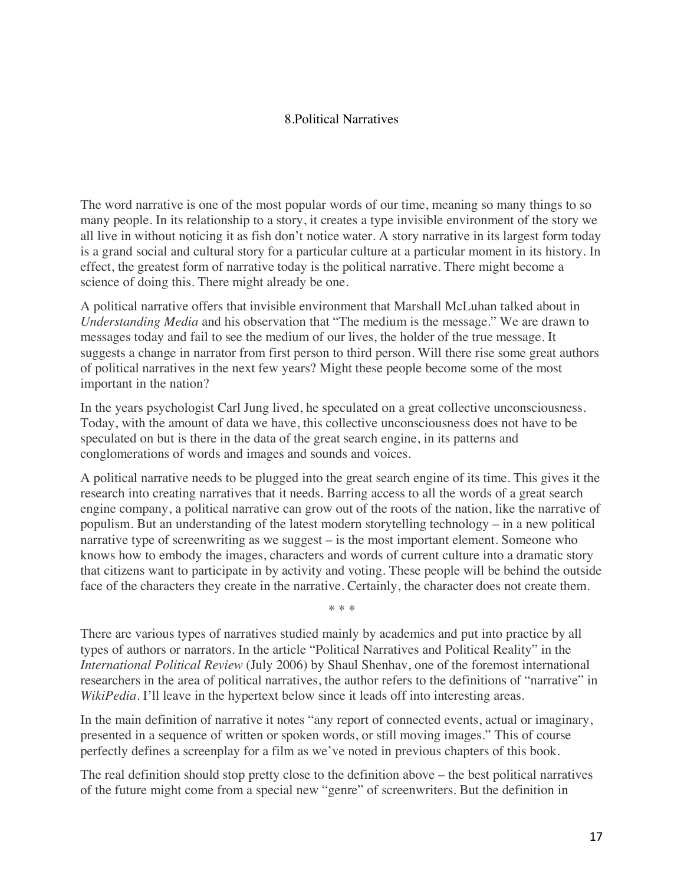# 8.Political Narratives

The word narrative is one of the most popular words of our time, meaning so many things to so many people. In its relationship to a story, it creates a type invisible environment of the story we all live in without noticing it as fish don't notice water. A story narrative in its largest form today is a grand social and cultural story for a particular culture at a particular moment in its history. In effect, the greatest form of narrative today is the political narrative. There might become a science of doing this. There might already be one.

A political narrative offers that invisible environment that Marshall McLuhan talked about in *Understanding Media* and his observation that "The medium is the message." We are drawn to messages today and fail to see the medium of our lives, the holder of the true message. It suggests a change in narrator from first person to third person. Will there rise some great authors of political narratives in the next few years? Might these people become some of the most important in the nation?

In the years psychologist Carl Jung lived, he speculated on a great collective unconsciousness. Today, with the amount of data we have, this collective unconsciousness does not have to be speculated on but is there in the data of the great search engine, in its patterns and conglomerations of words and images and sounds and voices.

A political narrative needs to be plugged into the great search engine of its time. This gives it the research into creating narratives that it needs. Barring access to all the words of a great search engine company, a political narrative can grow out of the roots of the nation, like the narrative of populism. But an understanding of the latest modern storytelling technology – in a new political narrative type of screenwriting as we suggest – is the most important element. Someone who knows how to embody the images, characters and words of current culture into a dramatic story that citizens want to participate in by activity and voting. These people will be behind the outside face of the characters they create in the narrative. Certainly, the character does not create them.

\* \* \*

There are various types of narratives studied mainly by academics and put into practice by all types of authors or narrators. In the article "Political Narratives and Political Reality" in the *International Political Review* (July 2006) by Shaul Shenhav, one of the foremost international researchers in the area of political narratives, the author refers to the definitions of "narrative" in *WikiPedia*. I'll leave in the hypertext below since it leads off into interesting areas.

In the main definition of narrative it notes "any report of connected events, actual or imaginary, presented in a sequence of written or spoken words, or still moving images." This of course perfectly defines a screenplay for a film as we've noted in previous chapters of this book.

The real definition should stop pretty close to the definition above – the best political narratives of the future might come from a special new "genre" of screenwriters. But the definition in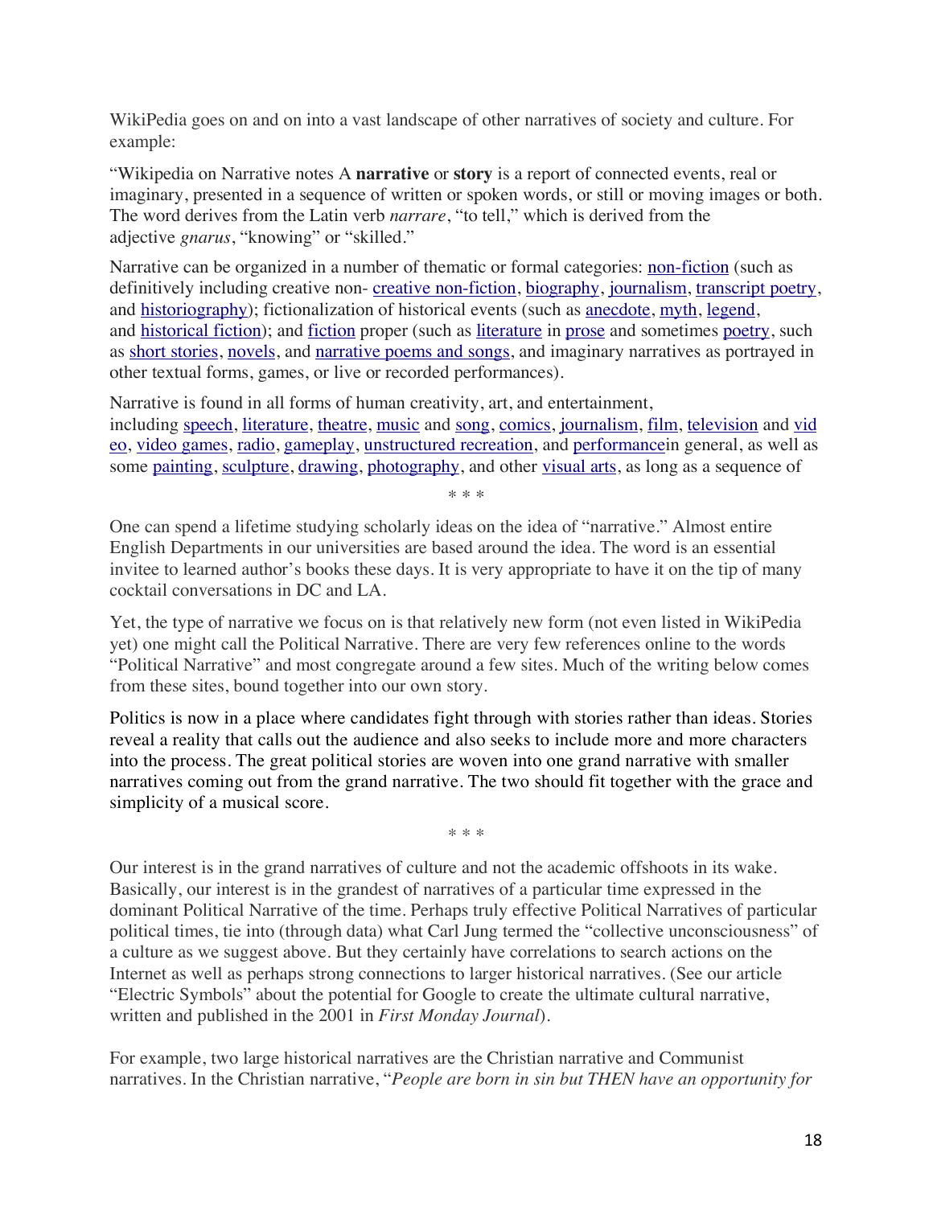WikiPedia goes on and on into a vast landscape of other narratives of society and culture. For example:

"Wikipedia on Narrative notes A **narrative** or **story** is a report of connected events, real or imaginary, presented in a sequence of written or spoken words, or still or moving images or both. The word derives from the Latin verb *narrare*, "to tell," which is derived from the adjective *gnarus*, "knowing" or "skilled."

Narrative can be organized in a number of thematic or formal categories: non-fiction (such as definitively including creative non- creative non-fiction, biography, journalism, transcript poetry, and historiography); fictionalization of historical events (such as anecdote, myth, legend, and historical fiction); and fiction proper (such as literature in prose and sometimes poetry, such as short stories, novels, and narrative poems and songs, and imaginary narratives as portrayed in other textual forms, games, or live or recorded performances).

Narrative is found in all forms of human creativity, art, and entertainment, including speech, literature, theatre, music and song, comics, journalism, film, television and video, video games, radio, gameplay, unstructured recreation, and performancein general, as well as some painting, sculpture, drawing, photography, and other visual arts, as long as a sequence of

\* \* \*

One can spend a lifetime studying scholarly ideas on the idea of "narrative." Almost entire English Departments in our universities are based around the idea. The word is an essential invitee to learned author's books these days. It is very appropriate to have it on the tip of many cocktail conversations in DC and LA.

Yet, the type of narrative we focus on is that relatively new form (not even listed in WikiPedia yet) one might call the Political Narrative. There are very few references online to the words "Political Narrative" and most congregate around a few sites. Much of the writing below comes from these sites, bound together into our own story.

Politics is now in a place where candidates fight through with stories rather than ideas. Stories reveal a reality that calls out the audience and also seeks to include more and more characters into the process. The great political stories are woven into one grand narrative with smaller narratives coming out from the grand narrative. The two should fit together with the grace and simplicity of a musical score.

\* \* \*

Our interest is in the grand narratives of culture and not the academic offshoots in its wake. Basically, our interest is in the grandest of narratives of a particular time expressed in the dominant Political Narrative of the time. Perhaps truly effective Political Narratives of particular political times, tie into (through data) what Carl Jung termed the "collective unconsciousness" of a culture as we suggest above. But they certainly have correlations to search actions on the Internet as well as perhaps strong connections to larger historical narratives. (See our article "Electric Symbols" about the potential for Google to create the ultimate cultural narrative, written and published in the 2001 in *First Monday Journal*).

For example, two large historical narratives are the Christian narrative and Communist narratives. In the Christian narrative, "*People are born in sin but THEN have an opportunity for*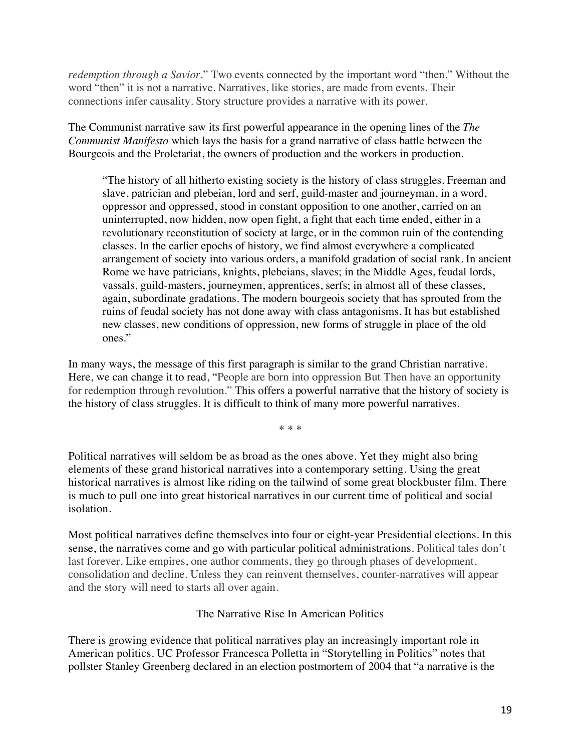*redemption through a Savior*." Two events connected by the important word "then." Without the word "then" it is not a narrative. Narratives, like stories, are made from events. Their connections infer causality. Story structure provides a narrative with its power.

The Communist narrative saw its first powerful appearance in the opening lines of the *The Communist Manifesto* which lays the basis for a grand narrative of class battle between the Bourgeois and the Proletariat, the owners of production and the workers in production.

> "The history of all hitherto existing society is the history of class struggles. Freeman and slave, patrician and plebeian, lord and serf, guild-master and journeyman, in a word, oppressor and oppressed, stood in constant opposition to one another, carried on an uninterrupted, now hidden, now open fight, a fight that each time ended, either in a revolutionary reconstitution of society at large, or in the common ruin of the contending classes. In the earlier epochs of history, we find almost everywhere a complicated arrangement of society into various orders, a manifold gradation of social rank. In ancient Rome we have patricians, knights, plebeians, slaves; in the Middle Ages, feudal lords, vassals, guild-masters, journeymen, apprentices, serfs; in almost all of these classes, again, subordinate gradations. The modern bourgeois society that has sprouted from the ruins of feudal society has not done away with class antagonisms. It has but established new classes, new conditions of oppression, new forms of struggle in place of the old ones."

In many ways, the message of this first paragraph is similar to the grand Christian narrative. Here, we can change it to read, "People are born into oppression But Then have an opportunity for redemption through revolution." This offers a powerful narrative that the history of society is the history of class struggles. It is difficult to think of many more powerful narratives.

\* \* \*

Political narratives will seldom be as broad as the ones above. Yet they might also bring elements of these grand historical narratives into a contemporary setting. Using the great historical narratives is almost like riding on the tailwind of some great blockbuster film. There is much to pull one into great historical narratives in our current time of political and social isolation.

Most political narratives define themselves into four or eight-year Presidential elections. In this sense, the narratives come and go with particular political administrations. Political tales don't last forever. Like empires, one author comments, they go through phases of development, consolidation and decline. Unless they can reinvent themselves, counter-narratives will appear and the story will need to starts all over again.

## The Narrative Rise In American Politics

There is growing evidence that political narratives play an increasingly important role in American politics. UC Professor Francesca Polletta in "Storytelling in Politics" notes that pollster Stanley Greenberg declared in an election postmortem of 2004 that "a narrative is the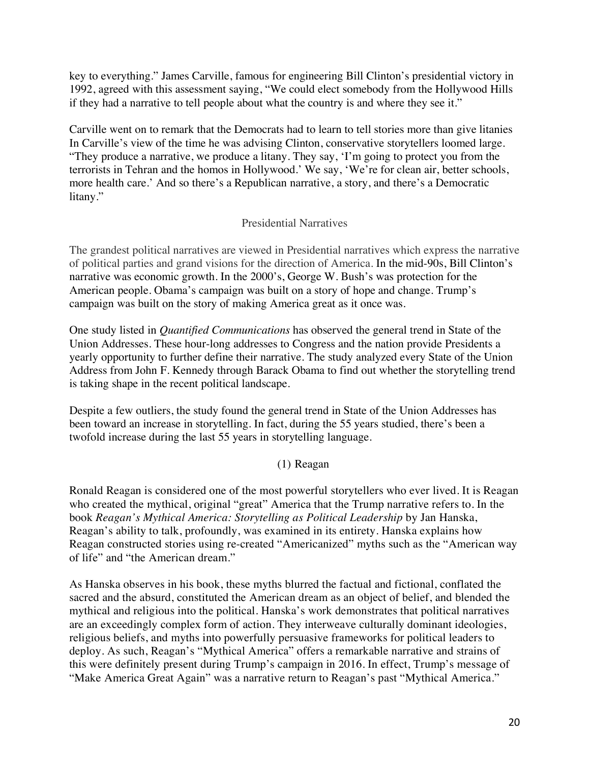key to everything." James Carville, famous for engineering Bill Clinton's presidential victory in 1992, agreed with this assessment saying, "We could elect somebody from the Hollywood Hills if they had a narrative to tell people about what the country is and where they see it."

Carville went on to remark that the Democrats had to learn to tell stories more than give litanies In Carville's view of the time he was advising Clinton, conservative storytellers loomed large. "They produce a narrative, we produce a litany. They say, 'I'm going to protect you from the terrorists in Tehran and the homos in Hollywood.' We say, 'We're for clean air, better schools, more health care.' And so there's a Republican narrative, a story, and there's a Democratic litany."

## Presidential Narratives

The grandest political narratives are viewed in Presidential narratives which express the narrative of political parties and grand visions for the direction of America. In the mid-90s, Bill Clinton's narrative was economic growth. In the 2000's, George W. Bush's was protection for the American people. Obama's campaign was built on a story of hope and change. Trump's campaign was built on the story of making America great as it once was.

One study listed in *Quantified Communications* has observed the general trend in State of the Union Addresses. These hour-long addresses to Congress and the nation provide Presidents a yearly opportunity to further define their narrative. The study analyzed every State of the Union Address from John F. Kennedy through Barack Obama to find out whether the storytelling trend is taking shape in the recent political landscape.

Despite a few outliers, the study found the general trend in State of the Union Addresses has been toward an increase in storytelling. In fact, during the 55 years studied, there's been a twofold increase during the last 55 years in storytelling language.

### (1) Reagan

Ronald Reagan is considered one of the most powerful storytellers who ever lived. It is Reagan who created the mythical, original "great" America that the Trump narrative refers to. In the book *Reagan's Mythical America: Storytelling as Political Leadership* by Jan Hanska, Reagan's ability to talk, profoundly, was examined in its entirety. Hanska explains how Reagan constructed stories using re-created "Americanized" myths such as the "American way of life" and "the American dream."

As Hanska observes in his book, these myths blurred the factual and fictional, conflated the sacred and the absurd, constituted the American dream as an object of belief, and blended the mythical and religious into the political. Hanska's work demonstrates that political narratives are an exceedingly complex form of action. They interweave culturally dominant ideologies, religious beliefs, and myths into powerfully persuasive frameworks for political leaders to deploy. As such, Reagan's "Mythical America" offers a remarkable narrative and strains of this were definitely present during Trump's campaign in 2016. In effect, Trump's message of "Make America Great Again" was a narrative return to Reagan's past "Mythical America."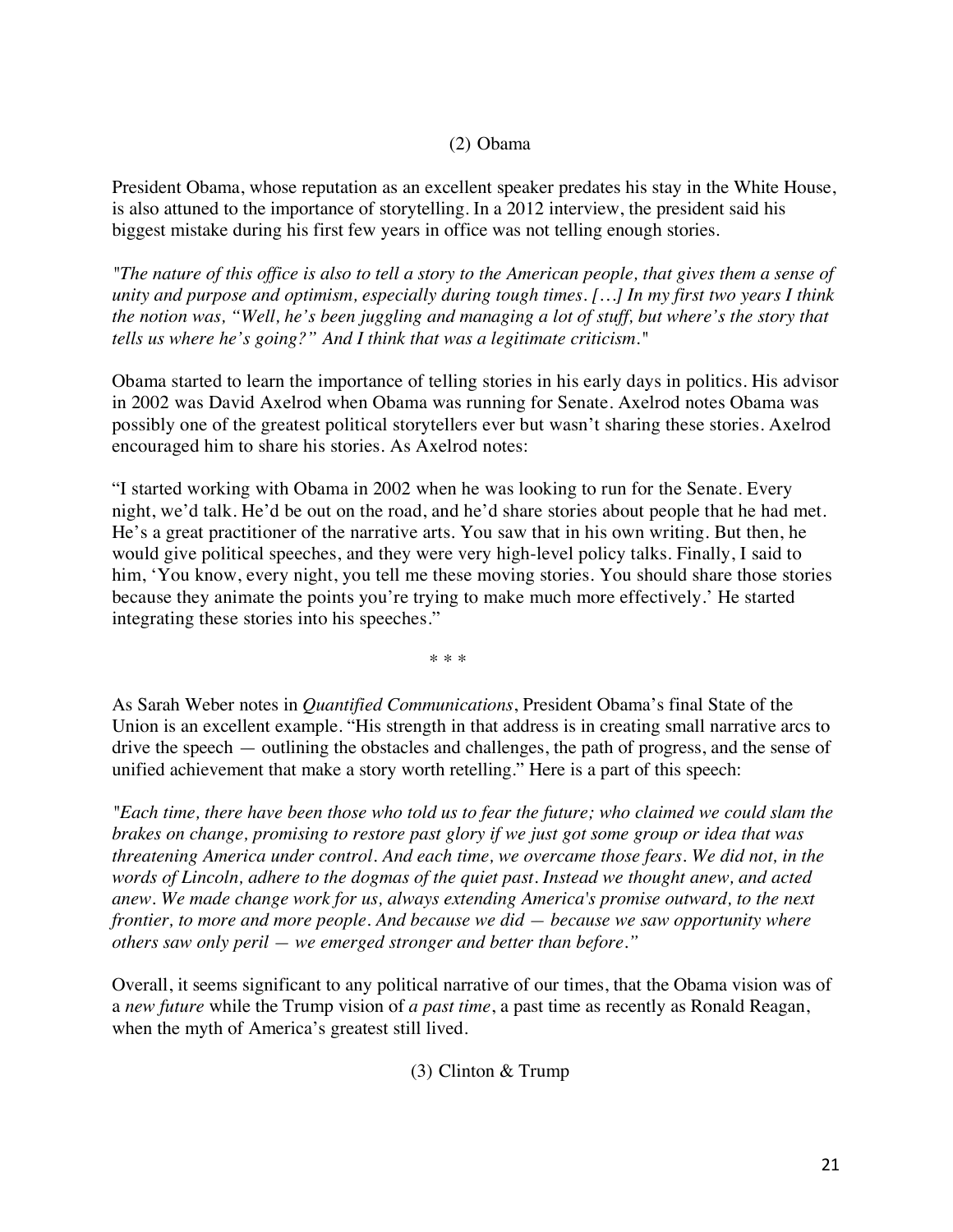## (2) Obama

President Obama, whose reputation as an excellent speaker predates his stay in the White House, is also attuned to the importance of storytelling. In a 2012 interview, the president said his biggest mistake during his first few years in office was not telling enough stories.

*"The nature of this office is also to tell a story to the American people, that gives them a sense of unity and purpose and optimism, especially during tough times. […] In my first two years I think the notion was, "Well, he's been juggling and managing a lot of stuff, but where's the story that tells us where he's going?" And I think that was a legitimate criticism."*

Obama started to learn the importance of telling stories in his early days in politics. His advisor in 2002 was David Axelrod when Obama was running for Senate. Axelrod notes Obama was possibly one of the greatest political storytellers ever but wasn't sharing these stories. Axelrod encouraged him to share his stories. As Axelrod notes:

"I started working with Obama in 2002 when he was looking to run for the Senate. Every night, we'd talk. He'd be out on the road, and he'd share stories about people that he had met. He's a great practitioner of the narrative arts. You saw that in his own writing. But then, he would give political speeches, and they were very high-level policy talks. Finally, I said to him, 'You know, every night, you tell me these moving stories. You should share those stories because they animate the points you're trying to make much more effectively.' He started integrating these stories into his speeches."

\* \* \*

As Sarah Weber notes in *Quantified Communications*, President Obama's final State of the Union is an excellent example. "His strength in that address is in creating small narrative arcs to drive the speech — outlining the obstacles and challenges, the path of progress, and the sense of unified achievement that make a story worth retelling." Here is a part of this speech:

*"Each time, there have been those who told us to fear the future; who claimed we could slam the brakes on change, promising to restore past glory if we just got some group or idea that was threatening America under control. And each time, we overcame those fears. We did not, in the words of Lincoln, adhere to the dogmas of the quiet past. Instead we thought anew, and acted anew. We made change work for us, always extending America's promise outward, to the next frontier, to more and more people. And because we did — because we saw opportunity where others saw only peril — we emerged stronger and better than before."*

Overall, it seems significant to any political narrative of our times, that the Obama vision was of a *new future* while the Trump vision of *a past time*, a past time as recently as Ronald Reagan, when the myth of America's greatest still lived.

## (3) Clinton & Trump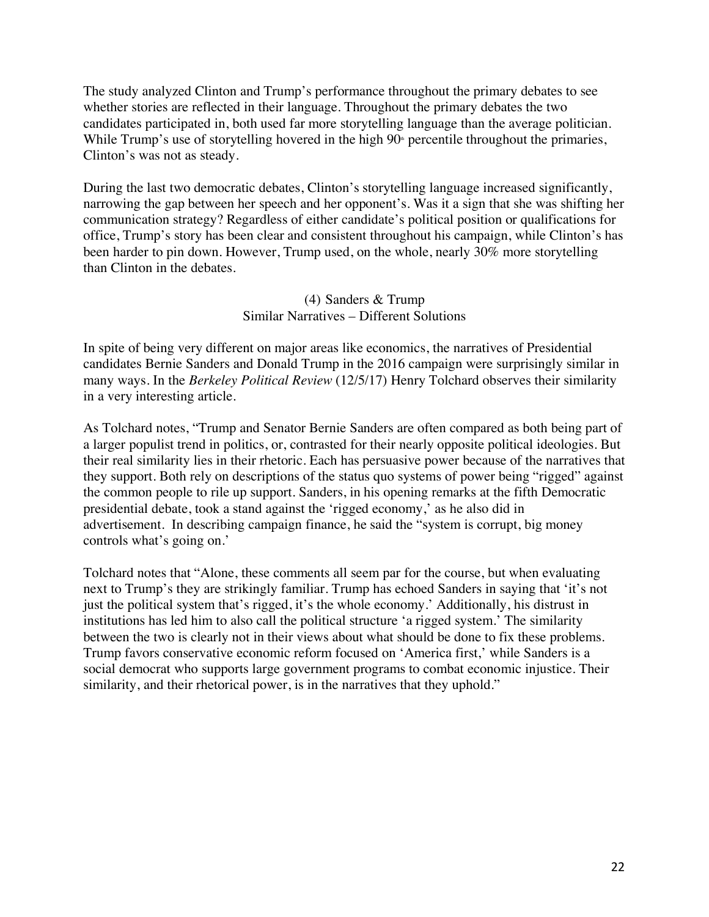The study analyzed Clinton and Trump's performance throughout the primary debates to see whether stories are reflected in their language. Throughout the primary debates the two candidates participated in, both used far more storytelling language than the average politician. While Trump's use of storytelling hovered in the high 90th percentile throughout the primaries, Clinton's was not as steady.

During the last two democratic debates, Clinton's storytelling language increased significantly, narrowing the gap between her speech and her opponent's. Was it a sign that she was shifting her communication strategy? Regardless of either candidate's political position or qualifications for office, Trump's story has been clear and consistent throughout his campaign, while Clinton's has been harder to pin down. However, Trump used, on the whole, nearly 30% more storytelling than Clinton in the debates.

## (4) Sanders & Trump
## Similar Narratives – Different Solutions

In spite of being very different on major areas like economics, the narratives of Presidential candidates Bernie Sanders and Donald Trump in the 2016 campaign were surprisingly similar in many ways. In the *Berkeley Political Review* (12/5/17) Henry Tolchard observes their similarity in a very interesting article.

As Tolchard notes, "Trump and Senator Bernie Sanders are often compared as both being part of a larger populist trend in politics, or, contrasted for their nearly opposite political ideologies. But their real similarity lies in their rhetoric. Each has persuasive power because of the narratives that they support. Both rely on descriptions of the status quo systems of power being "rigged" against the common people to rile up support. Sanders, in his opening remarks at the fifth Democratic presidential debate, took a stand against the 'rigged economy,' as he also did in advertisement. In describing campaign finance, he said the "system is corrupt, big money controls what's going on.'

Tolchard notes that "Alone, these comments all seem par for the course, but when evaluating next to Trump's they are strikingly familiar. Trump has echoed Sanders in saying that 'it's not just the political system that's rigged, it's the whole economy.' Additionally, his distrust in institutions has led him to also call the political structure 'a rigged system.' The similarity between the two is clearly not in their views about what should be done to fix these problems. Trump favors conservative economic reform focused on 'America first,' while Sanders is a social democrat who supports large government programs to combat economic injustice. Their similarity, and their rhetorical power, is in the narratives that they uphold."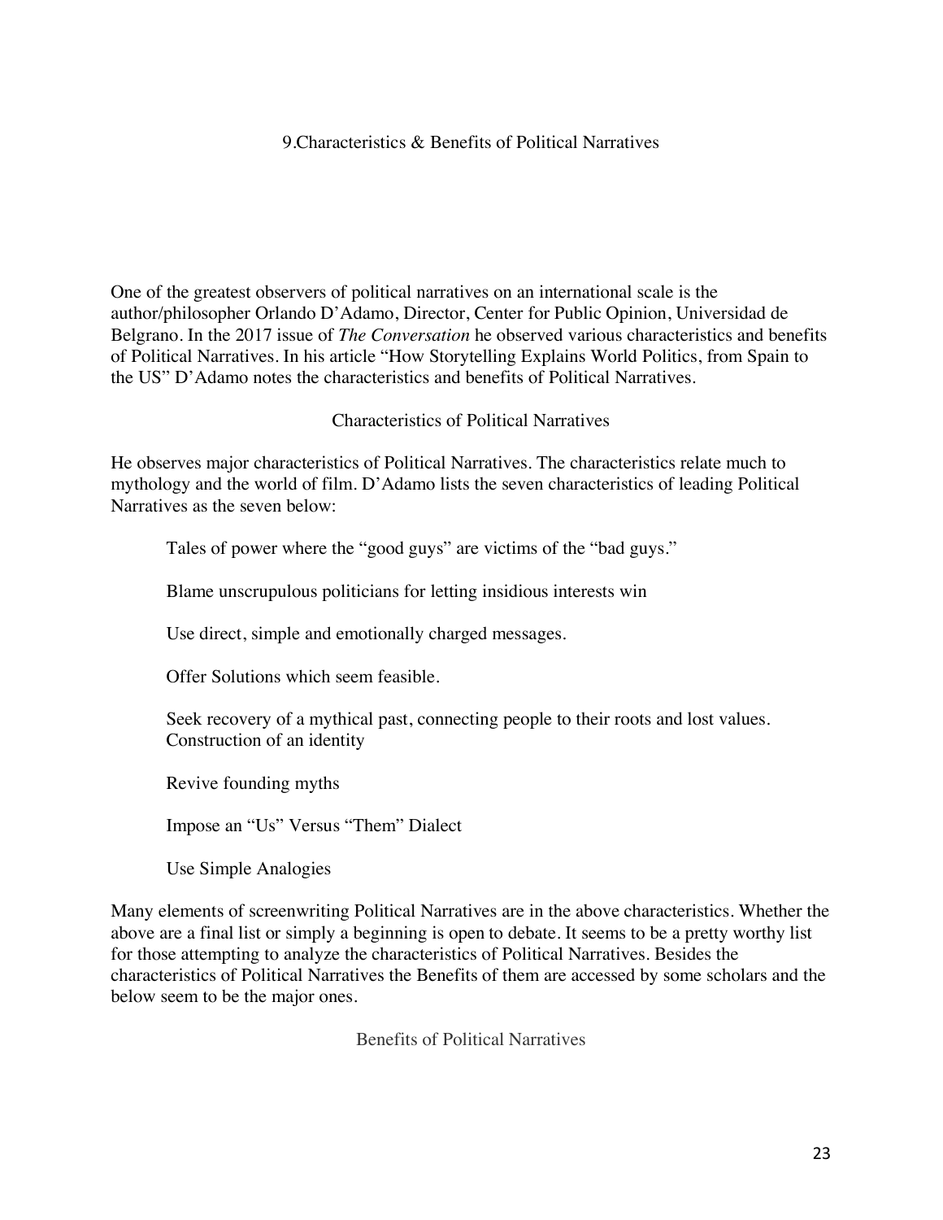## 9.Characteristics & Benefits of Political Narratives

One of the greatest observers of political narratives on an international scale is the author/philosopher Orlando D'Adamo, Director, Center for Public Opinion, Universidad de Belgrano. In the 2017 issue of *The Conversation* he observed various characteristics and benefits of Political Narratives. In his article "How Storytelling Explains World Politics, from Spain to the US" D'Adamo notes the characteristics and benefits of Political Narratives.

### Characteristics of Political Narratives

He observes major characteristics of Political Narratives. The characteristics relate much to mythology and the world of film. D'Adamo lists the seven characteristics of leading Political Narratives as the seven below:

> Tales of power where the "good guys" are victims of the "bad guys."
>
> Blame unscrupulous politicians for letting insidious interests win
>
> Use direct, simple and emotionally charged messages.
>
> Offer Solutions which seem feasible.
>
> Seek recovery of a mythical past, connecting people to their roots and lost values.
> Construction of an identity
>
> Revive founding myths
>
> Impose an "Us" Versus "Them" Dialect
>
> Use Simple Analogies

Many elements of screenwriting Political Narratives are in the above characteristics. Whether the above are a final list or simply a beginning is open to debate. It seems to be a pretty worthy list for those attempting to analyze the characteristics of Political Narratives. Besides the characteristics of Political Narratives the Benefits of them are accessed by some scholars and the below seem to be the major ones.

### Benefits of Political Narratives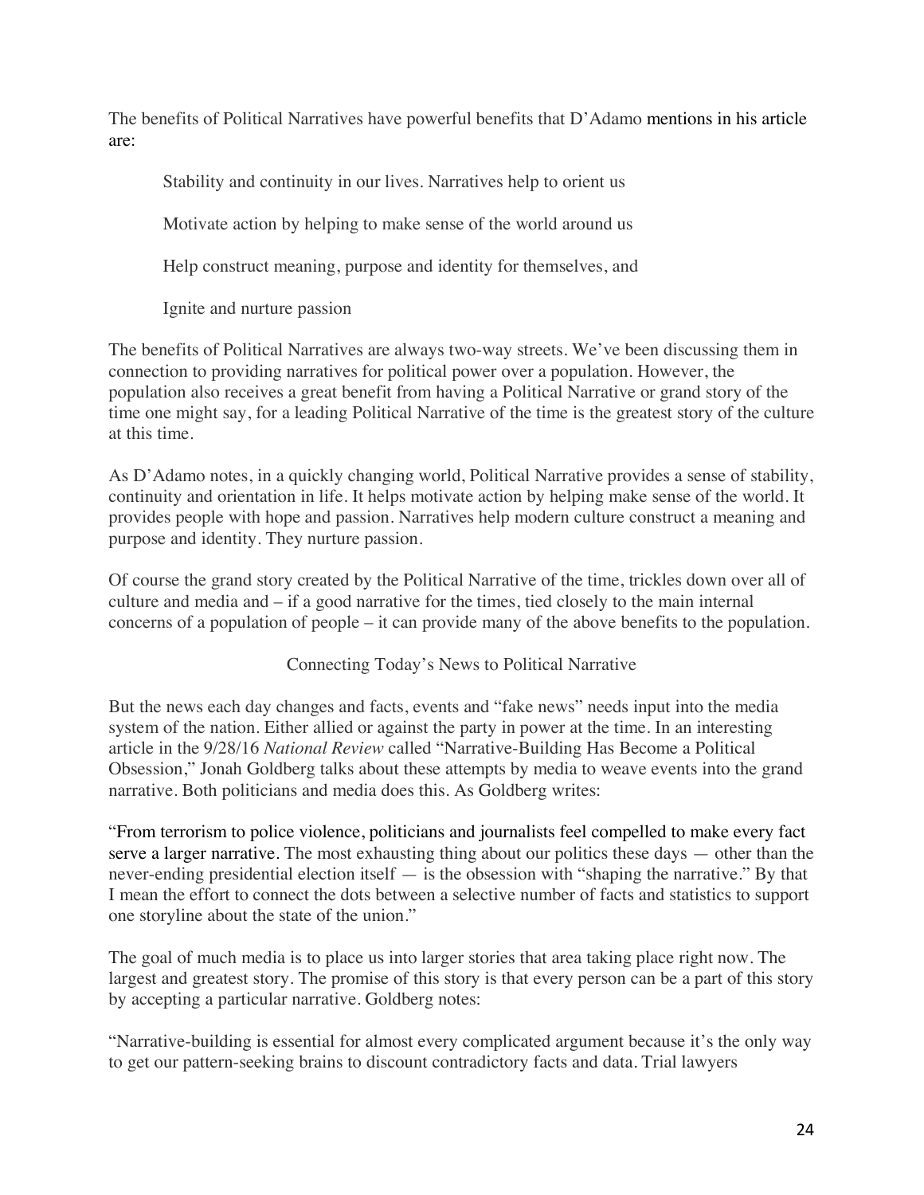The benefits of Political Narratives have powerful benefits that D'Adamo mentions in his article are:

> Stability and continuity in our lives. Narratives help to orient us
>
> Motivate action by helping to make sense of the world around us
>
> Help construct meaning, purpose and identity for themselves, and
>
> Ignite and nurture passion

The benefits of Political Narratives are always two-way streets. We've been discussing them in connection to providing narratives for political power over a population. However, the population also receives a great benefit from having a Political Narrative or grand story of the time one might say, for a leading Political Narrative of the time is the greatest story of the culture at this time.

As D'Adamo notes, in a quickly changing world, Political Narrative provides a sense of stability, continuity and orientation in life. It helps motivate action by helping make sense of the world. It provides people with hope and passion. Narratives help modern culture construct a meaning and purpose and identity. They nurture passion.

Of course the grand story created by the Political Narrative of the time, trickles down over all of culture and media and – if a good narrative for the times, tied closely to the main internal concerns of a population of people – it can provide many of the above benefits to the population.

## Connecting Today's News to Political Narrative

But the news each day changes and facts, events and "fake news" needs input into the media system of the nation. Either allied or against the party in power at the time. In an interesting article in the 9/28/16 *National Review* called "Narrative-Building Has Become a Political Obsession," Jonah Goldberg talks about these attempts by media to weave events into the grand narrative. Both politicians and media does this. As Goldberg writes:

"From terrorism to police violence, politicians and journalists feel compelled to make every fact serve a larger narrative. The most exhausting thing about our politics these days — other than the never-ending presidential election itself — is the obsession with "shaping the narrative." By that I mean the effort to connect the dots between a selective number of facts and statistics to support one storyline about the state of the union."

The goal of much media is to place us into larger stories that area taking place right now. The largest and greatest story. The promise of this story is that every person can be a part of this story by accepting a particular narrative. Goldberg notes:

"Narrative-building is essential for almost every complicated argument because it's the only way to get our pattern-seeking brains to discount contradictory facts and data. Trial lawyers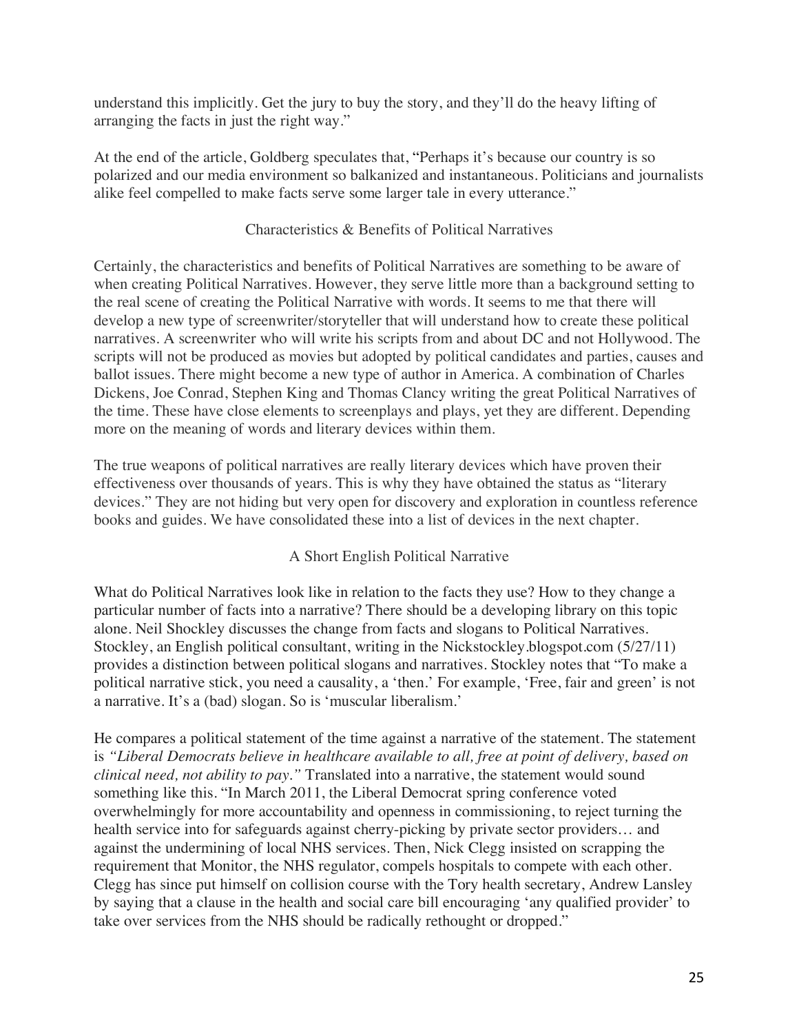understand this implicitly. Get the jury to buy the story, and they'll do the heavy lifting of arranging the facts in just the right way."

At the end of the article, Goldberg speculates that, "Perhaps it's because our country is so polarized and our media environment so balkanized and instantaneous. Politicians and journalists alike feel compelled to make facts serve some larger tale in every utterance."

## Characteristics & Benefits of Political Narratives

Certainly, the characteristics and benefits of Political Narratives are something to be aware of when creating Political Narratives. However, they serve little more than a background setting to the real scene of creating the Political Narrative with words. It seems to me that there will develop a new type of screenwriter/storyteller that will understand how to create these political narratives. A screenwriter who will write his scripts from and about DC and not Hollywood. The scripts will not be produced as movies but adopted by political candidates and parties, causes and ballot issues. There might become a new type of author in America. A combination of Charles Dickens, Joe Conrad, Stephen King and Thomas Clancy writing the great Political Narratives of the time. These have close elements to screenplays and plays, yet they are different. Depending more on the meaning of words and literary devices within them.

The true weapons of political narratives are really literary devices which have proven their effectiveness over thousands of years. This is why they have obtained the status as "literary devices." They are not hiding but very open for discovery and exploration in countless reference books and guides. We have consolidated these into a list of devices in the next chapter.

## A Short English Political Narrative

What do Political Narratives look like in relation to the facts they use? How to they change a particular number of facts into a narrative? There should be a developing library on this topic alone. Neil Shockley discusses the change from facts and slogans to Political Narratives. Stockley, an English political consultant, writing in the Nickstockley.blogspot.com (5/27/11) provides a distinction between political slogans and narratives. Stockley notes that "To make a political narrative stick, you need a causality, a 'then.' For example, 'Free, fair and green' is not a narrative. It's a (bad) slogan. So is 'muscular liberalism.'

He compares a political statement of the time against a narrative of the statement. The statement is *"Liberal Democrats believe in healthcare available to all, free at point of delivery, based on clinical need, not ability to pay."* Translated into a narrative, the statement would sound something like this. "In March 2011, the Liberal Democrat spring conference voted overwhelmingly for more accountability and openness in commissioning, to reject turning the health service into for safeguards against cherry-picking by private sector providers… and against the undermining of local NHS services. Then, Nick Clegg insisted on scrapping the requirement that Monitor, the NHS regulator, compels hospitals to compete with each other. Clegg has since put himself on collision course with the Tory health secretary, Andrew Lansley by saying that a clause in the health and social care bill encouraging 'any qualified provider' to take over services from the NHS should be radically rethought or dropped."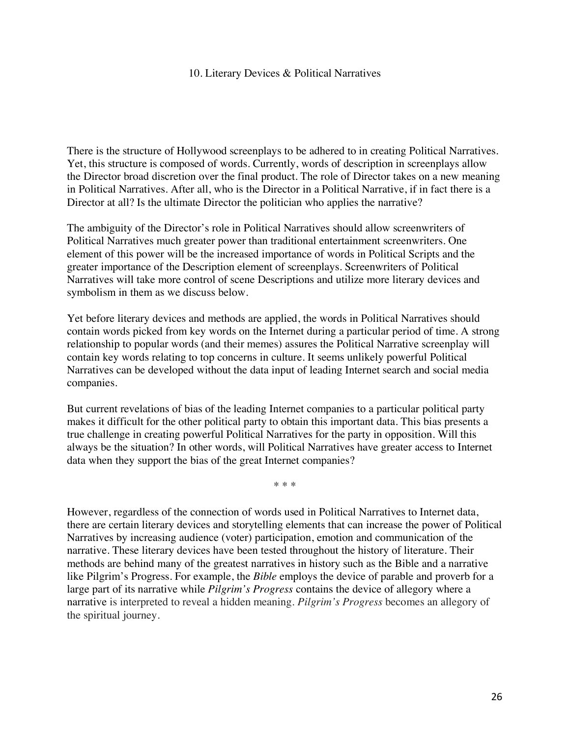## 10. Literary Devices & Political Narratives

There is the structure of Hollywood screenplays to be adhered to in creating Political Narratives. Yet, this structure is composed of words. Currently, words of description in screenplays allow the Director broad discretion over the final product. The role of Director takes on a new meaning in Political Narratives. After all, who is the Director in a Political Narrative, if in fact there is a Director at all? Is the ultimate Director the politician who applies the narrative?

The ambiguity of the Director's role in Political Narratives should allow screenwriters of Political Narratives much greater power than traditional entertainment screenwriters. One element of this power will be the increased importance of words in Political Scripts and the greater importance of the Description element of screenplays. Screenwriters of Political Narratives will take more control of scene Descriptions and utilize more literary devices and symbolism in them as we discuss below.

Yet before literary devices and methods are applied, the words in Political Narratives should contain words picked from key words on the Internet during a particular period of time. A strong relationship to popular words (and their memes) assures the Political Narrative screenplay will contain key words relating to top concerns in culture. It seems unlikely powerful Political Narratives can be developed without the data input of leading Internet search and social media companies.

But current revelations of bias of the leading Internet companies to a particular political party makes it difficult for the other political party to obtain this important data. This bias presents a true challenge in creating powerful Political Narratives for the party in opposition. Will this always be the situation? In other words, will Political Narratives have greater access to Internet data when they support the bias of the great Internet companies?

\* \* \*

However, regardless of the connection of words used in Political Narratives to Internet data, there are certain literary devices and storytelling elements that can increase the power of Political Narratives by increasing audience (voter) participation, emotion and communication of the narrative. These literary devices have been tested throughout the history of literature. Their methods are behind many of the greatest narratives in history such as the Bible and a narrative like Pilgrim's Progress. For example, the *Bible* employs the device of parable and proverb for a large part of its narrative while *Pilgrim's Progress* contains the device of allegory where a narrative is interpreted to reveal a hidden meaning. *Pilgrim's Progress* becomes an allegory of the spiritual journey.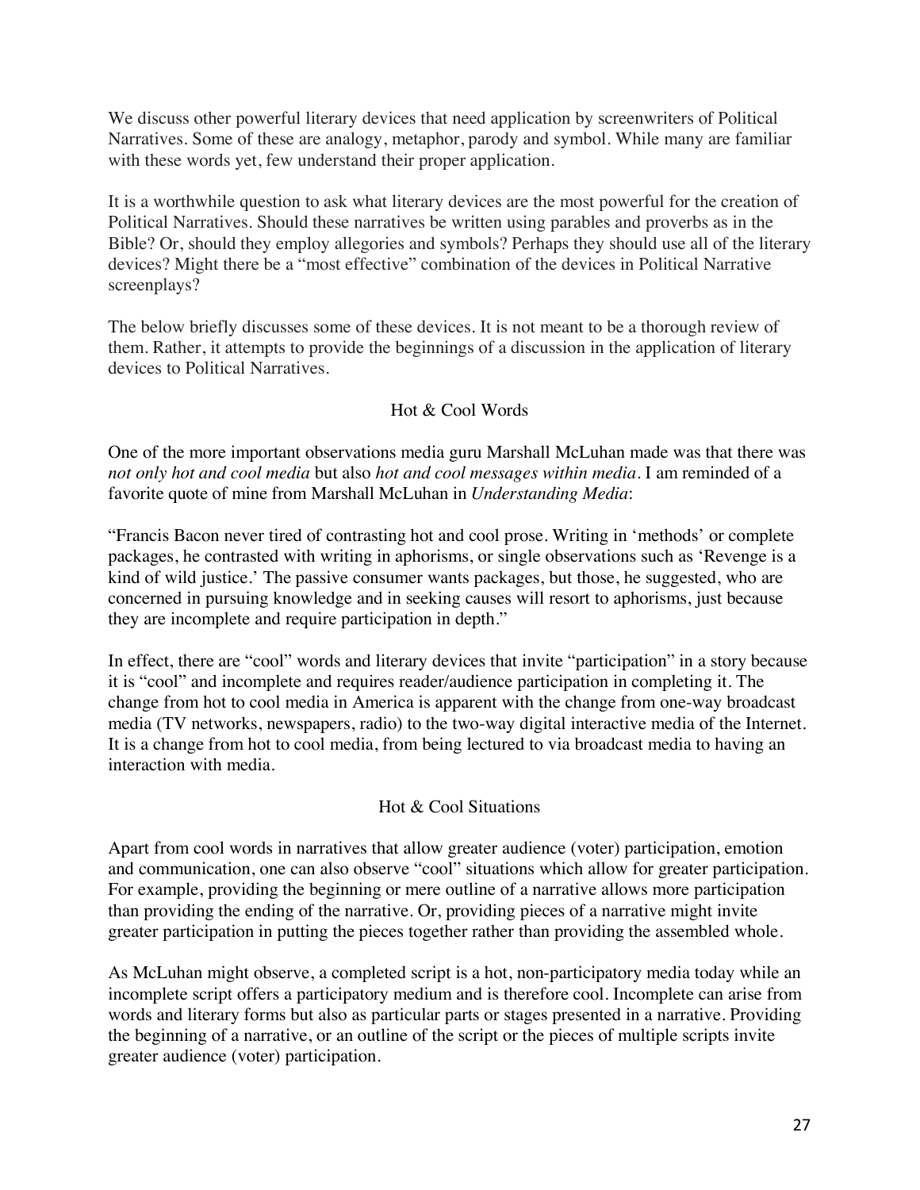We discuss other powerful literary devices that need application by screenwriters of Political Narratives. Some of these are analogy, metaphor, parody and symbol. While many are familiar with these words yet, few understand their proper application.

It is a worthwhile question to ask what literary devices are the most powerful for the creation of Political Narratives. Should these narratives be written using parables and proverbs as in the Bible? Or, should they employ allegories and symbols? Perhaps they should use all of the literary devices? Might there be a "most effective" combination of the devices in Political Narrative screenplays?

The below briefly discusses some of these devices. It is not meant to be a thorough review of them. Rather, it attempts to provide the beginnings of a discussion in the application of literary devices to Political Narratives.

## Hot & Cool Words

One of the more important observations media guru Marshall McLuhan made was that there was *not only hot and cool media* but also *hot and cool messages within media*. I am reminded of a favorite quote of mine from Marshall McLuhan in *Understanding Media*:

"Francis Bacon never tired of contrasting hot and cool prose. Writing in 'methods' or complete packages, he contrasted with writing in aphorisms, or single observations such as 'Revenge is a kind of wild justice.' The passive consumer wants packages, but those, he suggested, who are concerned in pursuing knowledge and in seeking causes will resort to aphorisms, just because they are incomplete and require participation in depth."

In effect, there are "cool" words and literary devices that invite "participation" in a story because it is "cool" and incomplete and requires reader/audience participation in completing it. The change from hot to cool media in America is apparent with the change from one-way broadcast media (TV networks, newspapers, radio) to the two-way digital interactive media of the Internet. It is a change from hot to cool media, from being lectured to via broadcast media to having an interaction with media.

## Hot & Cool Situations

Apart from cool words in narratives that allow greater audience (voter) participation, emotion and communication, one can also observe "cool" situations which allow for greater participation. For example, providing the beginning or mere outline of a narrative allows more participation than providing the ending of the narrative. Or, providing pieces of a narrative might invite greater participation in putting the pieces together rather than providing the assembled whole.

As McLuhan might observe, a completed script is a hot, non-participatory media today while an incomplete script offers a participatory medium and is therefore cool. Incomplete can arise from words and literary forms but also as particular parts or stages presented in a narrative. Providing the beginning of a narrative, or an outline of the script or the pieces of multiple scripts invite greater audience (voter) participation.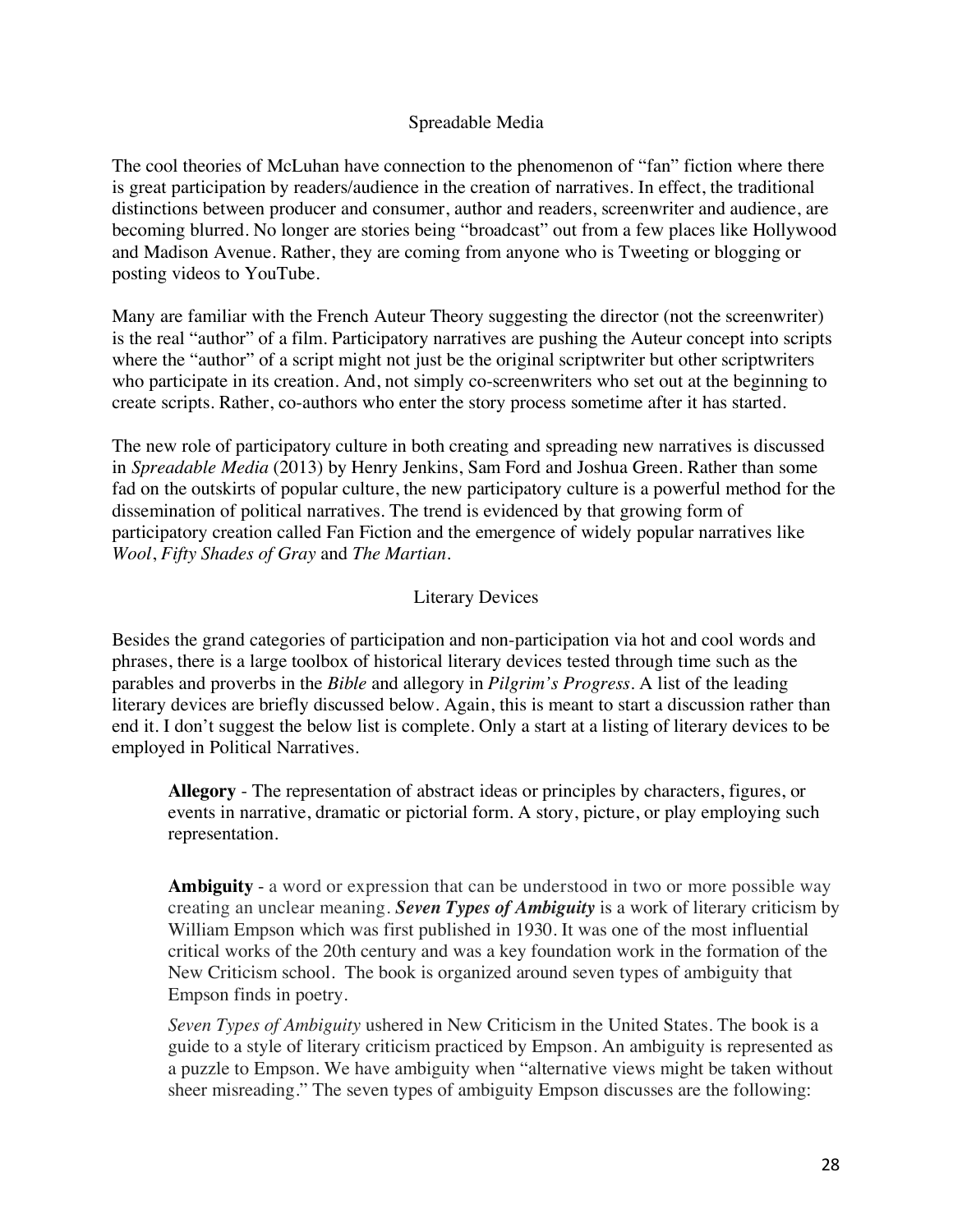## Spreadable Media

The cool theories of McLuhan have connection to the phenomenon of "fan" fiction where there is great participation by readers/audience in the creation of narratives. In effect, the traditional distinctions between producer and consumer, author and readers, screenwriter and audience, are becoming blurred. No longer are stories being "broadcast" out from a few places like Hollywood and Madison Avenue. Rather, they are coming from anyone who is Tweeting or blogging or posting videos to YouTube.

Many are familiar with the French Auteur Theory suggesting the director (not the screenwriter) is the real "author" of a film. Participatory narratives are pushing the Auteur concept into scripts where the "author" of a script might not just be the original scriptwriter but other scriptwriters who participate in its creation. And, not simply co-screenwriters who set out at the beginning to create scripts. Rather, co-authors who enter the story process sometime after it has started.

The new role of participatory culture in both creating and spreading new narratives is discussed in *Spreadable Media* (2013) by Henry Jenkins, Sam Ford and Joshua Green. Rather than some fad on the outskirts of popular culture, the new participatory culture is a powerful method for the dissemination of political narratives. The trend is evidenced by that growing form of participatory creation called Fan Fiction and the emergence of widely popular narratives like *Wool*, *Fifty Shades of Gray* and *The Martian*.

## Literary Devices

Besides the grand categories of participation and non-participation via hot and cool words and phrases, there is a large toolbox of historical literary devices tested through time such as the parables and proverbs in the *Bible* and allegory in *Pilgrim's Progress*. A list of the leading literary devices are briefly discussed below. Again, this is meant to start a discussion rather than end it. I don't suggest the below list is complete. Only a start at a listing of literary devices to be employed in Political Narratives.

**Allegory** - The representation of abstract ideas or principles by characters, figures, or events in narrative, dramatic or pictorial form. A story, picture, or play employing such representation.

**Ambiguity** - a word or expression that can be understood in two or more possible way creating an unclear meaning. ***Seven Types of Ambiguity*** is a work of literary criticism by William Empson which was first published in 1930. It was one of the most influential critical works of the 20th century and was a key foundation work in the formation of the New Criticism school. The book is organized around seven types of ambiguity that Empson finds in poetry.

*Seven Types of Ambiguity* ushered in New Criticism in the United States. The book is a guide to a style of literary criticism practiced by Empson. An ambiguity is represented as a puzzle to Empson. We have ambiguity when "alternative views might be taken without sheer misreading." The seven types of ambiguity Empson discusses are the following: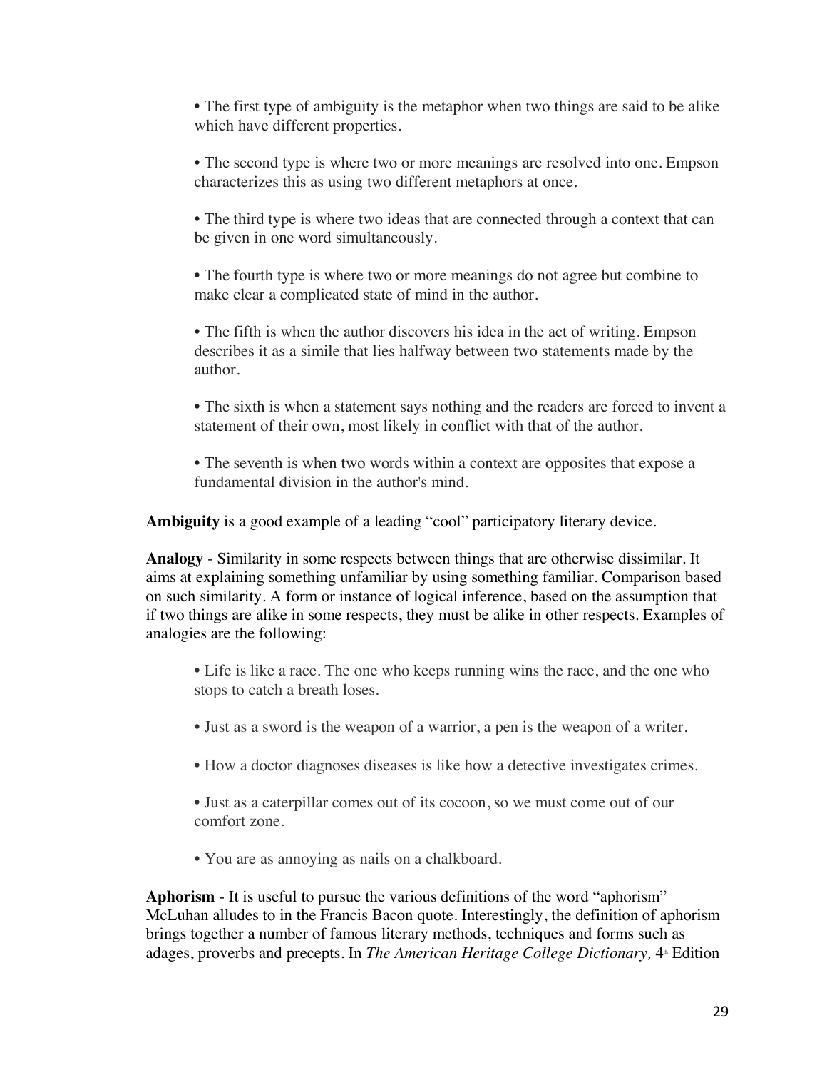- The first type of ambiguity is the metaphor when two things are said to be alike which have different properties.

- The second type is where two or more meanings are resolved into one. Empson characterizes this as using two different metaphors at once.

- The third type is where two ideas that are connected through a context that can be given in one word simultaneously.

- The fourth type is where two or more meanings do not agree but combine to make clear a complicated state of mind in the author.

- The fifth is when the author discovers his idea in the act of writing. Empson describes it as a simile that lies halfway between two statements made by the author.

- The sixth is when a statement says nothing and the readers are forced to invent a statement of their own, most likely in conflict with that of the author.

- The seventh is when two words within a context are opposites that expose a fundamental division in the author's mind.

**Ambiguity** is a good example of a leading "cool" participatory literary device.

**Analogy** - Similarity in some respects between things that are otherwise dissimilar. It aims at explaining something unfamiliar by using something familiar. Comparison based on such similarity. A form or instance of logical inference, based on the assumption that if two things are alike in some respects, they must be alike in other respects. Examples of analogies are the following:

- Life is like a race. The one who keeps running wins the race, and the one who stops to catch a breath loses.

- Just as a sword is the weapon of a warrior, a pen is the weapon of a writer.

- How a doctor diagnoses diseases is like how a detective investigates crimes.

- Just as a caterpillar comes out of its cocoon, so we must come out of our comfort zone.

- You are as annoying as nails on a chalkboard.

**Aphorism** - It is useful to pursue the various definitions of the word "aphorism" McLuhan alludes to in the Francis Bacon quote. Interestingly, the definition of aphorism brings together a number of famous literary methods, techniques and forms such as adages, proverbs and precepts. In *The American Heritage College Dictionary,* 4th Edition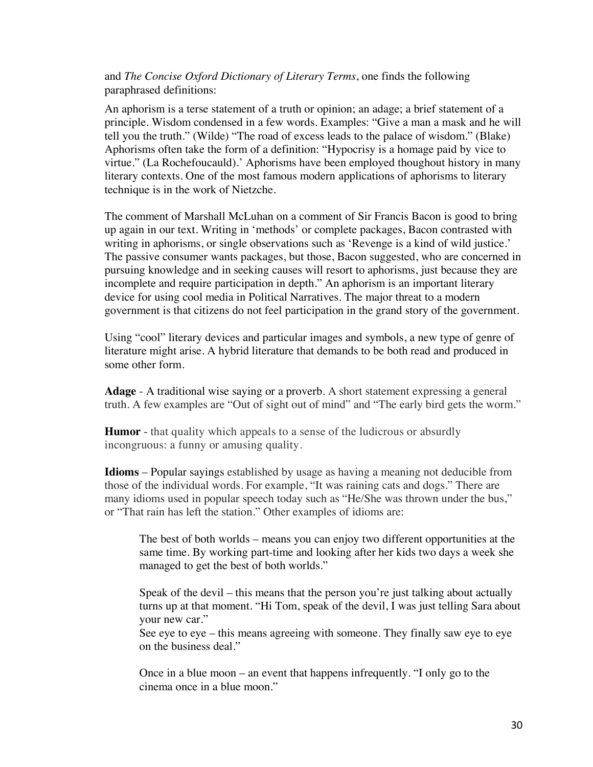and *The Concise Oxford Dictionary of Literary Terms*, one finds the following paraphrased definitions:

An aphorism is a terse statement of a truth or opinion; an adage; a brief statement of a principle. Wisdom condensed in a few words. Examples: "Give a man a mask and he will tell you the truth." (Wilde) "The road of excess leads to the palace of wisdom." (Blake) Aphorisms often take the form of a definition: "Hypocrisy is a homage paid by vice to virtue." (La Rochefoucauld).' Aphorisms have been employed thoughout history in many literary contexts. One of the most famous modern applications of aphorisms to literary technique is in the work of Nietzche.

The comment of Marshall McLuhan on a comment of Sir Francis Bacon is good to bring up again in our text. Writing in 'methods' or complete packages, Bacon contrasted with writing in aphorisms, or single observations such as 'Revenge is a kind of wild justice.' The passive consumer wants packages, but those, Bacon suggested, who are concerned in pursuing knowledge and in seeking causes will resort to aphorisms, just because they are incomplete and require participation in depth." An aphorism is an important literary device for using cool media in Political Narratives. The major threat to a modern government is that citizens do not feel participation in the grand story of the government.

Using "cool" literary devices and particular images and symbols, a new type of genre of literature might arise. A hybrid literature that demands to be both read and produced in some other form.

**Adage** - A traditional wise saying or a proverb. A short statement expressing a general truth. A few examples are "Out of sight out of mind" and "The early bird gets the worm."

**Humor** - that quality which appeals to a sense of the ludicrous or absurdly incongruous: a funny or amusing quality.

**Idioms** – Popular sayings established by usage as having a meaning not deducible from those of the individual words. For example, "It was raining cats and dogs." There are many idioms used in popular speech today such as "He/She was thrown under the bus," or "That rain has left the station." Other examples of idioms are:

> The best of both worlds – means you can enjoy two different opportunities at the same time. By working part-time and looking after her kids two days a week she managed to get the best of both worlds."
>
> Speak of the devil – this means that the person you're just talking about actually turns up at that moment. "Hi Tom, speak of the devil, I was just telling Sara about your new car."
> See eye to eye – this means agreeing with someone. They finally saw eye to eye on the business deal."
>
> Once in a blue moon – an event that happens infrequently. "I only go to the cinema once in a blue moon."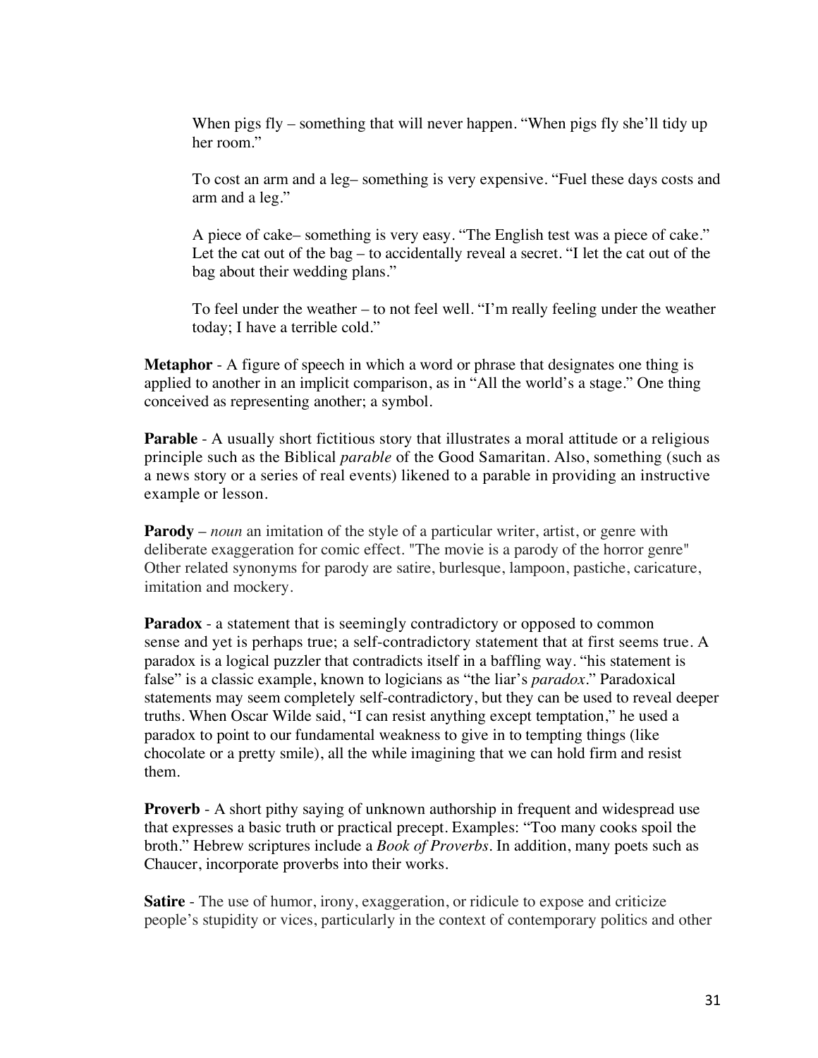When pigs fly – something that will never happen. “When pigs fly she’ll tidy up her room.”

To cost an arm and a leg– something is very expensive. “Fuel these days costs and arm and a leg.”

A piece of cake– something is very easy. “The English test was a piece of cake.” Let the cat out of the bag – to accidentally reveal a secret. “I let the cat out of the bag about their wedding plans.”

To feel under the weather – to not feel well. “I’m really feeling under the weather today; I have a terrible cold.”

**Metaphor** - A figure of speech in which a word or phrase that designates one thing is applied to another in an implicit comparison, as in “All the world’s a stage.” One thing conceived as representing another; a symbol.

**Parable** - A usually short fictitious story that illustrates a moral attitude or a religious principle such as the Biblical *parable* of the Good Samaritan. Also, something (such as a news story or a series of real events) likened to a parable in providing an instructive example or lesson.

**Parody** – *noun* an imitation of the style of a particular writer, artist, or genre with deliberate exaggeration for comic effect. "The movie is a parody of the horror genre" Other related synonyms for parody are satire, burlesque, lampoon, pastiche, caricature, imitation and mockery.

**Paradox** - a statement that is seemingly contradictory or opposed to common sense and yet is perhaps true; a self-contradictory statement that at first seems true. A paradox is a logical puzzler that contradicts itself in a baffling way. “his statement is false” is a classic example, known to logicians as “the liar’s *paradox*.” Paradoxical statements may seem completely self-contradictory, but they can be used to reveal deeper truths. When Oscar Wilde said, “I can resist anything except temptation,” he used a paradox to point to our fundamental weakness to give in to tempting things (like chocolate or a pretty smile), all the while imagining that we can hold firm and resist them.

**Proverb** - A short pithy saying of unknown authorship in frequent and widespread use that expresses a basic truth or practical precept. Examples: “Too many cooks spoil the broth.” Hebrew scriptures include a *Book of Proverbs*. In addition, many poets such as Chaucer, incorporate proverbs into their works.

**Satire** - The use of humor, irony, exaggeration, or ridicule to expose and criticize people’s stupidity or vices, particularly in the context of contemporary politics and other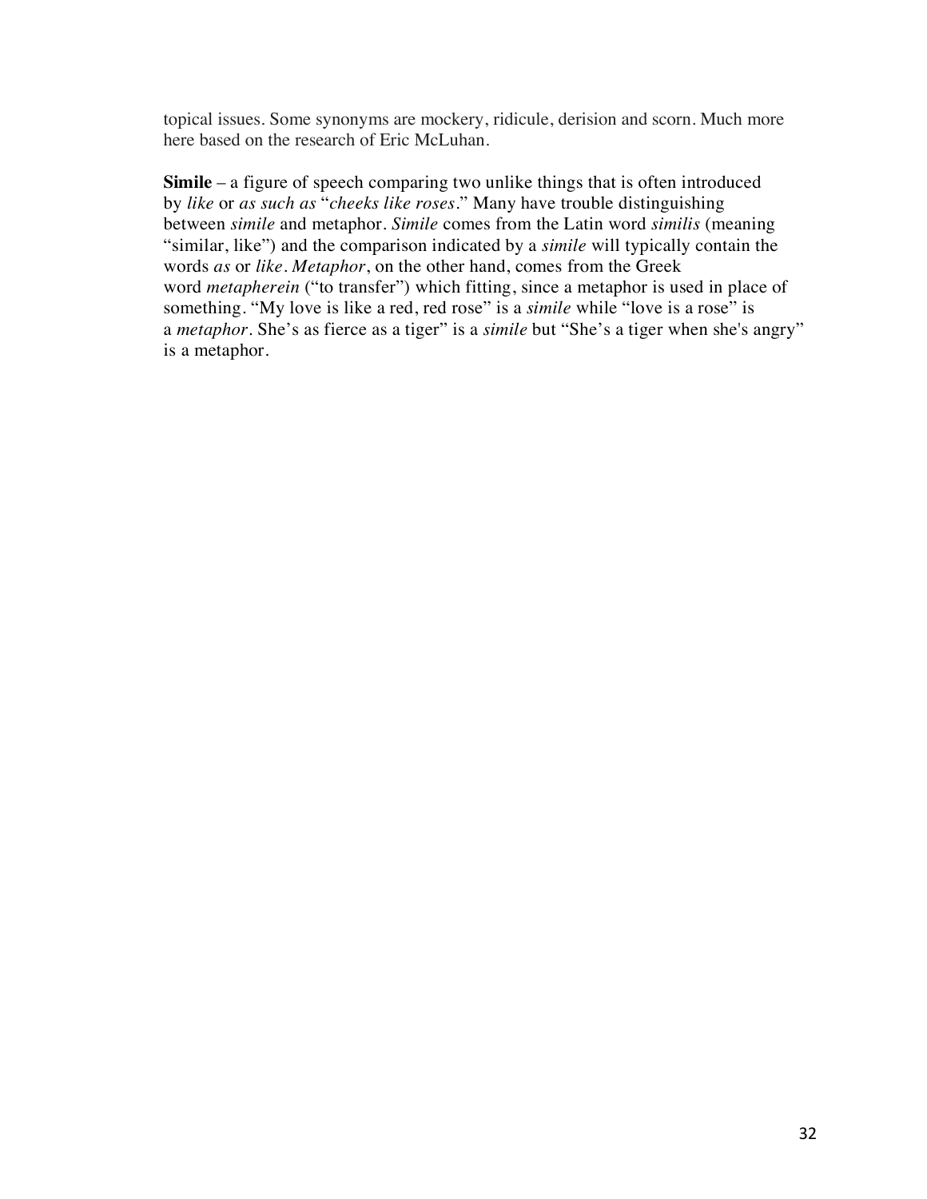topical issues. Some synonyms are mockery, ridicule, derision and scorn. Much more here based on the research of Eric McLuhan.

**Simile** – a figure of speech comparing two unlike things that is often introduced by *like* or *as such as* "*cheeks like roses*." Many have trouble distinguishing between *simile* and metaphor. *Simile* comes from the Latin word *similis* (meaning "similar, like") and the comparison indicated by a *simile* will typically contain the words *as* or *like*. *Metaphor*, on the other hand, comes from the Greek word *metapherein* ("to transfer") which fitting, since a metaphor is used in place of something. "My love is like a red, red rose" is a *simile* while "love is a rose" is a *metaphor*. She's as fierce as a tiger" is a *simile* but "She's a tiger when she's angry" is a metaphor.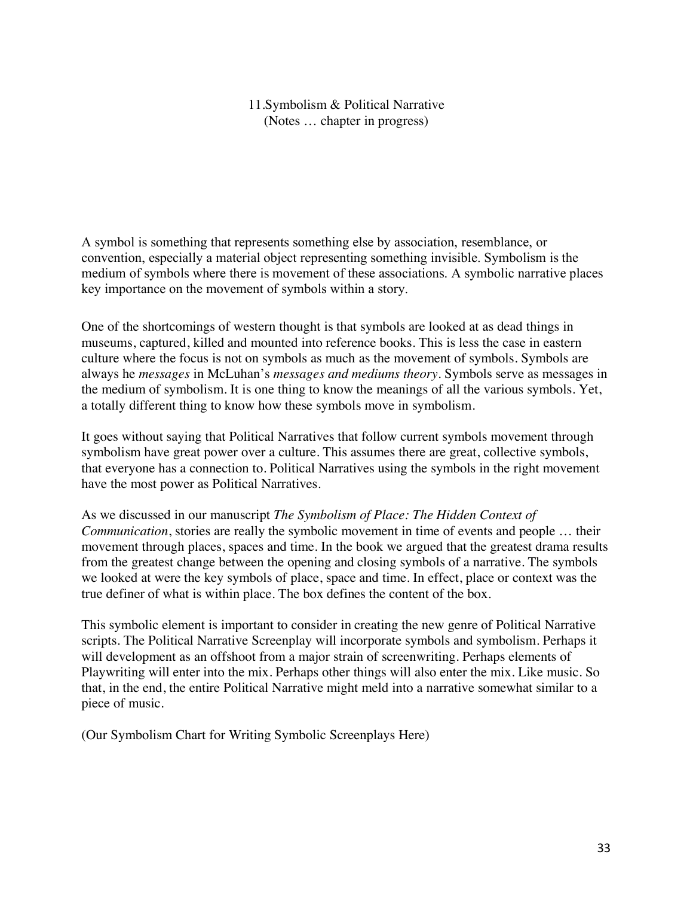# 11.Symbolism & Political Narrative
(Notes … chapter in progress)

A symbol is something that represents something else by association, resemblance, or convention, especially a material object representing something invisible. Symbolism is the medium of symbols where there is movement of these associations. A symbolic narrative places key importance on the movement of symbols within a story.

One of the shortcomings of western thought is that symbols are looked at as dead things in museums, captured, killed and mounted into reference books. This is less the case in eastern culture where the focus is not on symbols as much as the movement of symbols. Symbols are always he *messages* in McLuhan's *messages and mediums theory*. Symbols serve as messages in the medium of symbolism. It is one thing to know the meanings of all the various symbols. Yet, a totally different thing to know how these symbols move in symbolism.

It goes without saying that Political Narratives that follow current symbols movement through symbolism have great power over a culture. This assumes there are great, collective symbols, that everyone has a connection to. Political Narratives using the symbols in the right movement have the most power as Political Narratives.

As we discussed in our manuscript *The Symbolism of Place: The Hidden Context of Communication*, stories are really the symbolic movement in time of events and people … their movement through places, spaces and time. In the book we argued that the greatest drama results from the greatest change between the opening and closing symbols of a narrative. The symbols we looked at were the key symbols of place, space and time. In effect, place or context was the true definer of what is within place. The box defines the content of the box.

This symbolic element is important to consider in creating the new genre of Political Narrative scripts. The Political Narrative Screenplay will incorporate symbols and symbolism. Perhaps it will development as an offshoot from a major strain of screenwriting. Perhaps elements of Playwriting will enter into the mix. Perhaps other things will also enter the mix. Like music. So that, in the end, the entire Political Narrative might meld into a narrative somewhat similar to a piece of music.

(Our Symbolism Chart for Writing Symbolic Screenplays Here)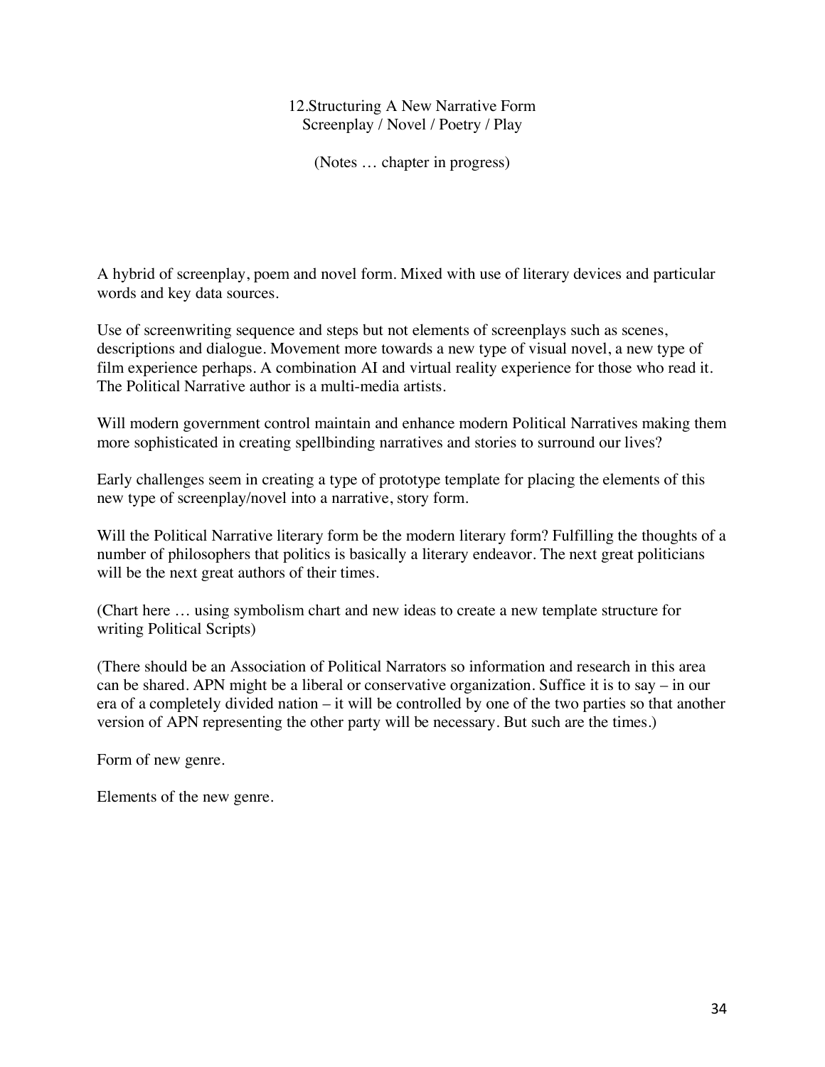## 12.Structuring A New Narrative Form
### Screenplay / Novel / Poetry / Play

(Notes … chapter in progress)

A hybrid of screenplay, poem and novel form. Mixed with use of literary devices and particular words and key data sources.

Use of screenwriting sequence and steps but not elements of screenplays such as scenes, descriptions and dialogue. Movement more towards a new type of visual novel, a new type of film experience perhaps. A combination AI and virtual reality experience for those who read it. The Political Narrative author is a multi-media artists.

Will modern government control maintain and enhance modern Political Narratives making them more sophisticated in creating spellbinding narratives and stories to surround our lives?

Early challenges seem in creating a type of prototype template for placing the elements of this new type of screenplay/novel into a narrative, story form.

Will the Political Narrative literary form be the modern literary form? Fulfilling the thoughts of a number of philosophers that politics is basically a literary endeavor. The next great politicians will be the next great authors of their times.

(Chart here … using symbolism chart and new ideas to create a new template structure for writing Political Scripts)

(There should be an Association of Political Narrators so information and research in this area can be shared. APN might be a liberal or conservative organization. Suffice it is to say – in our era of a completely divided nation – it will be controlled by one of the two parties so that another version of APN representing the other party will be necessary. But such are the times.)

Form of new genre.

Elements of the new genre.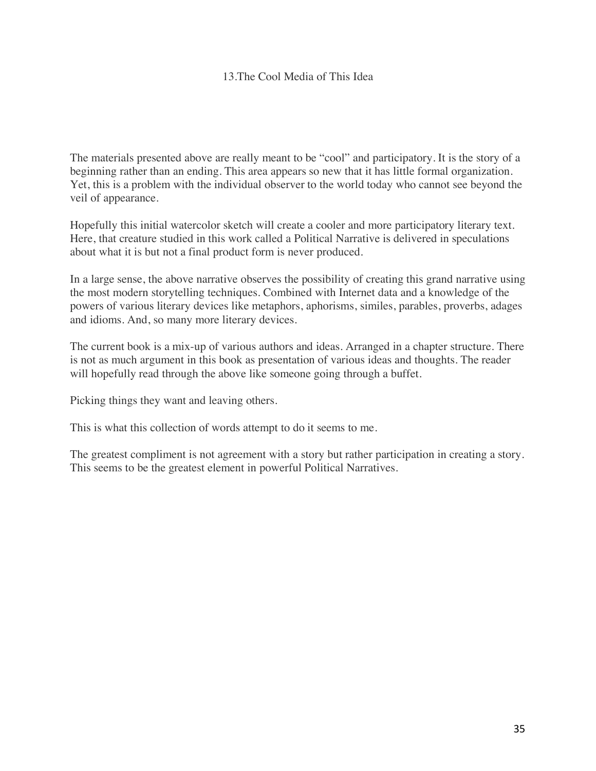# 13.The Cool Media of This Idea

The materials presented above are really meant to be "cool" and participatory. It is the story of a beginning rather than an ending. This area appears so new that it has little formal organization. Yet, this is a problem with the individual observer to the world today who cannot see beyond the veil of appearance.

Hopefully this initial watercolor sketch will create a cooler and more participatory literary text. Here, that creature studied in this work called a Political Narrative is delivered in speculations about what it is but not a final product form is never produced.

In a large sense, the above narrative observes the possibility of creating this grand narrative using the most modern storytelling techniques. Combined with Internet data and a knowledge of the powers of various literary devices like metaphors, aphorisms, similes, parables, proverbs, adages and idioms. And, so many more literary devices.

The current book is a mix-up of various authors and ideas. Arranged in a chapter structure. There is not as much argument in this book as presentation of various ideas and thoughts. The reader will hopefully read through the above like someone going through a buffet.

Picking things they want and leaving others.

This is what this collection of words attempt to do it seems to me.

The greatest compliment is not agreement with a story but rather participation in creating a story. This seems to be the greatest element in powerful Political Narratives.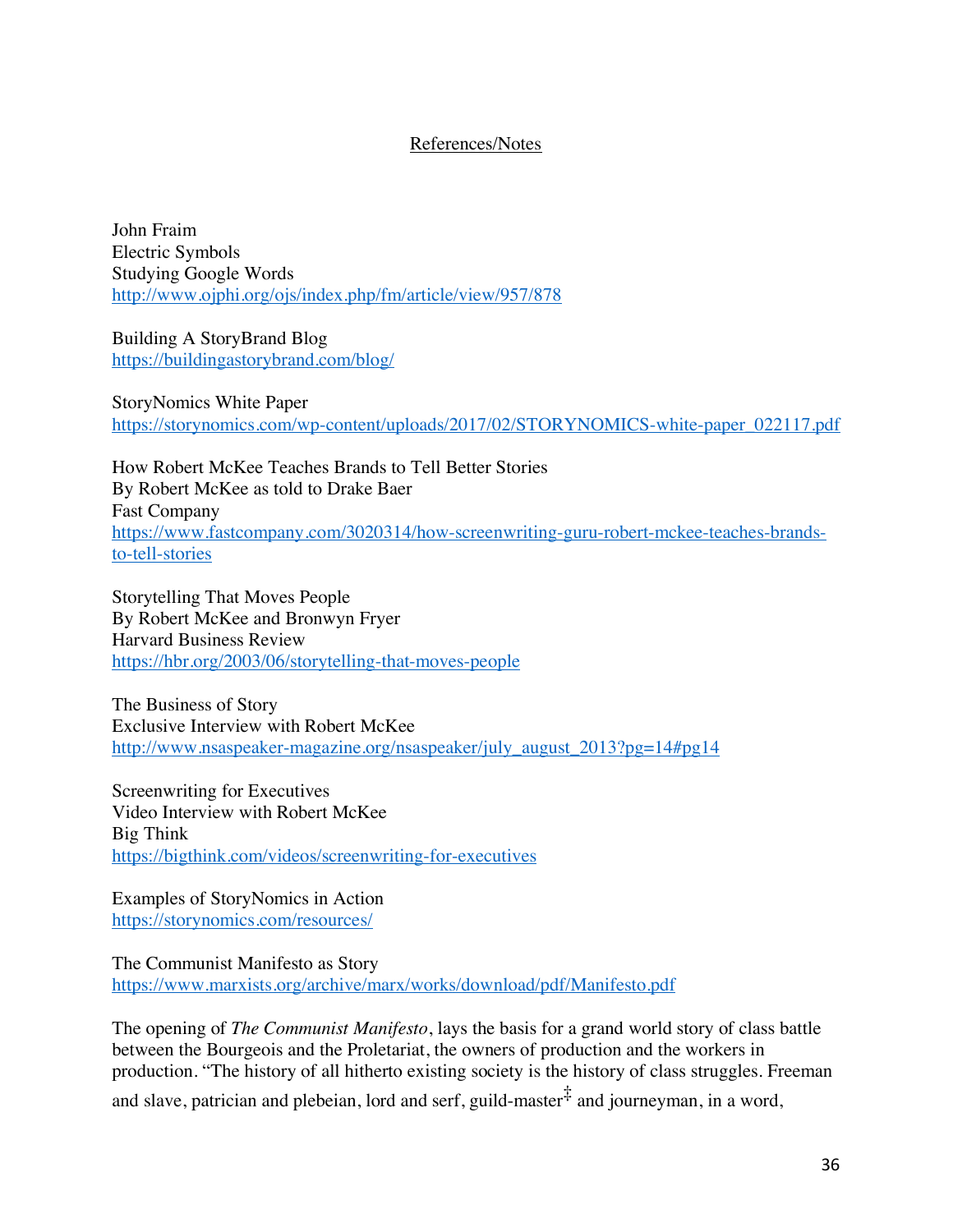References/Notes

John Fraim
Electric Symbols
Studying Google Words
http://www.ojphi.org/ojs/index.php/fm/article/view/957/878

Building A StoryBrand Blog
https://buildingastorybrand.com/blog/

StoryNomics White Paper
https://storynomics.com/wp-content/uploads/2017/02/STORYNOMICS-white-paper_022117.pdf

How Robert McKee Teaches Brands to Tell Better Stories
By Robert McKee as told to Drake Baer
Fast Company
https://www.fastcompany.com/3020314/how-screenwriting-guru-robert-mckee-teaches-brands-to-tell-stories

Storytelling That Moves People
By Robert McKee and Bronwyn Fryer
Harvard Business Review
https://hbr.org/2003/06/storytelling-that-moves-people

The Business of Story
Exclusive Interview with Robert McKee
http://www.nsaspeaker-magazine.org/nsaspeaker/july_august_2013?pg=14#pg14

Screenwriting for Executives
Video Interview with Robert McKee
Big Think
https://bigthink.com/videos/screenwriting-for-executives

Examples of StoryNomics in Action
https://storynomics.com/resources/

The Communist Manifesto as Story
https://www.marxists.org/archive/marx/works/download/pdf/Manifesto.pdf

The opening of *The Communist Manifesto*, lays the basis for a grand world story of class battle between the Bourgeois and the Proletariat, the owners of production and the workers in production. "The history of all hitherto existing society is the history of class struggles. Freeman and slave, patrician and plebeian, lord and serf, guild-master[‡] and journeyman, in a word,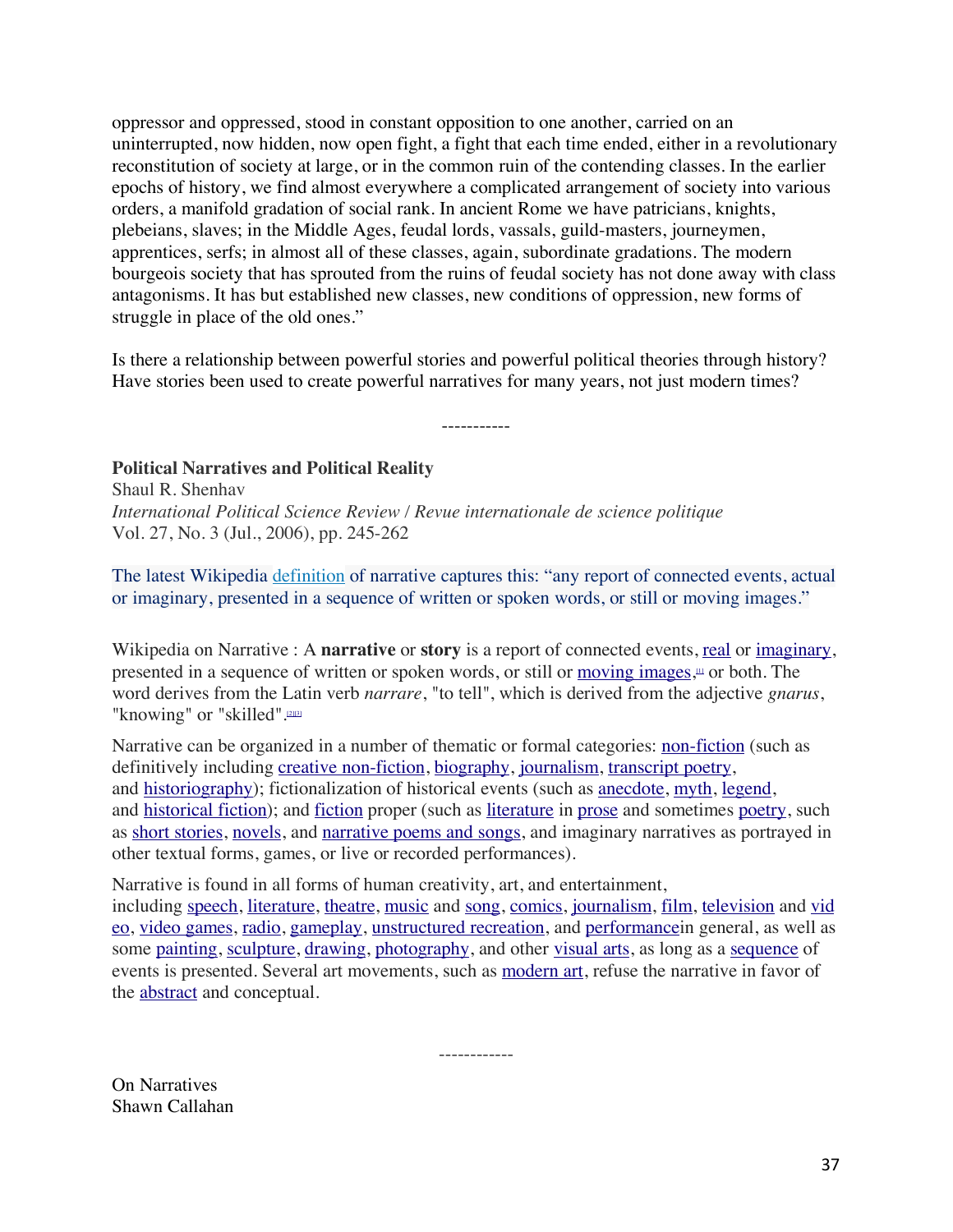oppressor and oppressed, stood in constant opposition to one another, carried on an uninterrupted, now hidden, now open fight, a fight that each time ended, either in a revolutionary reconstitution of society at large, or in the common ruin of the contending classes. In the earlier epochs of history, we find almost everywhere a complicated arrangement of society into various orders, a manifold gradation of social rank. In ancient Rome we have patricians, knights, plebeians, slaves; in the Middle Ages, feudal lords, vassals, guild-masters, journeymen, apprentices, serfs; in almost all of these classes, again, subordinate gradations. The modern bourgeois society that has sprouted from the ruins of feudal society has not done away with class antagonisms. It has but established new classes, new conditions of oppression, new forms of struggle in place of the old ones."

Is there a relationship between powerful stories and powerful political theories through history? Have stories been used to create powerful narratives for many years, not just modern times?

-----------

**Political Narratives and Political Reality**
Shaul R. Shenhav
*International Political Science Review / Revue internationale de science politique*
Vol. 27, No. 3 (Jul., 2006), pp. 245-262

The latest Wikipedia definition of narrative captures this: "any report of connected events, actual or imaginary, presented in a sequence of written or spoken words, or still or moving images."

Wikipedia on Narrative : A **narrative** or **story** is a report of connected events, real or imaginary, presented in a sequence of written or spoken words, or still or moving images,[1] or both. The word derives from the Latin verb *narrare*, "to tell", which is derived from the adjective *gnarus*, "knowing" or "skilled".[2][3]

Narrative can be organized in a number of thematic or formal categories: non-fiction (such as definitively including creative non-fiction, biography, journalism, transcript poetry, and historiography); fictionalization of historical events (such as anecdote, myth, legend, and historical fiction); and fiction proper (such as literature in prose and sometimes poetry, such as short stories, novels, and narrative poems and songs, and imaginary narratives as portrayed in other textual forms, games, or live or recorded performances).

Narrative is found in all forms of human creativity, art, and entertainment, including speech, literature, theatre, music and song, comics, journalism, film, television and video, video games, radio, gameplay, unstructured recreation, and performancein general, as well as some painting, sculpture, drawing, photography, and other visual arts, as long as a sequence of events is presented. Several art movements, such as modern art, refuse the narrative in favor of the abstract and conceptual.

------------

On Narratives
Shawn Callahan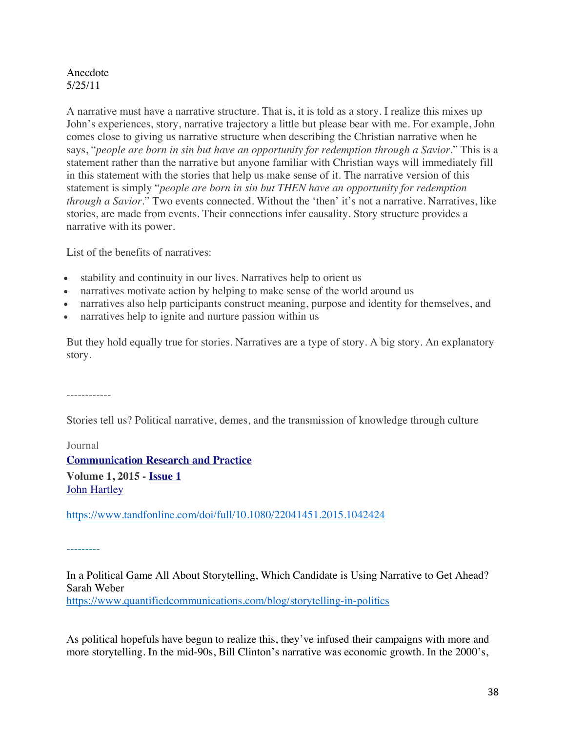Anecdote
5/25/11

A narrative must have a narrative structure. That is, it is told as a story. I realize this mixes up John's experiences, story, narrative trajectory a little but please bear with me. For example, John comes close to giving us narrative structure when describing the Christian narrative when he says, "*people are born in sin but have an opportunity for redemption through a Savior*." This is a statement rather than the narrative but anyone familiar with Christian ways will immediately fill in this statement with the stories that help us make sense of it. The narrative version of this statement is simply "*people are born in sin but THEN have an opportunity for redemption through a Savior*." Two events connected. Without the 'then' it's not a narrative. Narratives, like stories, are made from events. Their connections infer causality. Story structure provides a narrative with its power.

List of the benefits of narratives:

- stability and continuity in our lives. Narratives help to orient us
- narratives motivate action by helping to make sense of the world around us
- narratives also help participants construct meaning, purpose and identity for themselves, and
- narratives help to ignite and nurture passion within us

But they hold equally true for stories. Narratives are a type of story. A big story. An explanatory story.

------------

Stories tell us? Political narrative, demes, and the transmission of knowledge through culture

Journal
**Communication Research and Practice**
**Volume 1, 2015 - Issue 1**
John Hartley

https://www.tandfonline.com/doi/full/10.1080/22041451.2015.1042424

---------

In a Political Game All About Storytelling, Which Candidate is Using Narrative to Get Ahead?
Sarah Weber
https://www.quantifiedcommunications.com/blog/storytelling-in-politics

As political hopefuls have begun to realize this, they've infused their campaigns with more and more storytelling. In the mid-90s, Bill Clinton's narrative was economic growth. In the 2000's,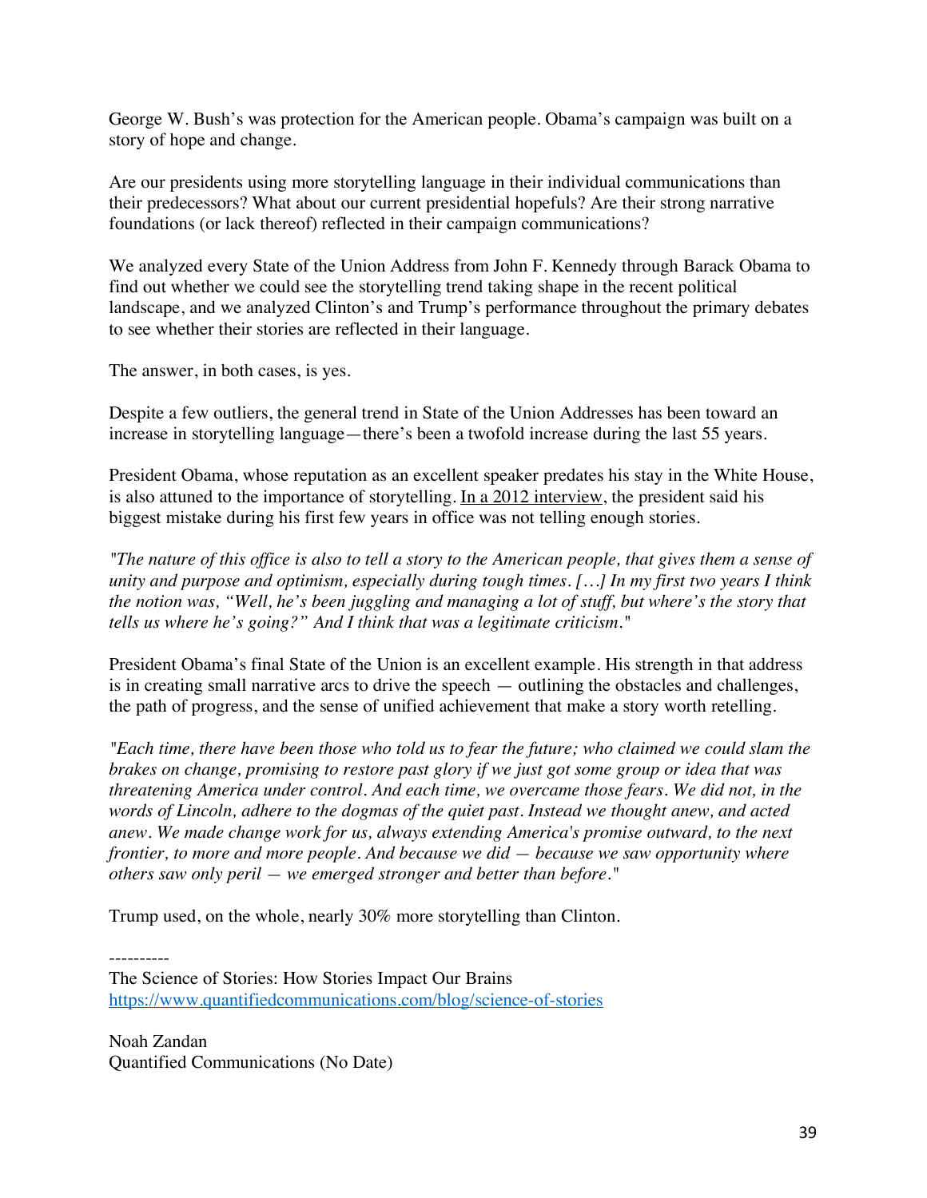George W. Bush's was protection for the American people. Obama's campaign was built on a story of hope and change.

Are our presidents using more storytelling language in their individual communications than their predecessors? What about our current presidential hopefuls? Are their strong narrative foundations (or lack thereof) reflected in their campaign communications?

We analyzed every State of the Union Address from John F. Kennedy through Barack Obama to find out whether we could see the storytelling trend taking shape in the recent political landscape, and we analyzed Clinton's and Trump's performance throughout the primary debates to see whether their stories are reflected in their language.

The answer, in both cases, is yes.

Despite a few outliers, the general trend in State of the Union Addresses has been toward an increase in storytelling language—there's been a twofold increase during the last 55 years.

President Obama, whose reputation as an excellent speaker predates his stay in the White House, is also attuned to the importance of storytelling. In a 2012 interview, the president said his biggest mistake during his first few years in office was not telling enough stories.

*"The nature of this office is also to tell a story to the American people, that gives them a sense of unity and purpose and optimism, especially during tough times. […] In my first two years I think the notion was, "Well, he's been juggling and managing a lot of stuff, but where's the story that tells us where he's going?" And I think that was a legitimate criticism."*

President Obama's final State of the Union is an excellent example. His strength in that address is in creating small narrative arcs to drive the speech — outlining the obstacles and challenges, the path of progress, and the sense of unified achievement that make a story worth retelling.

*"Each time, there have been those who told us to fear the future; who claimed we could slam the brakes on change, promising to restore past glory if we just got some group or idea that was threatening America under control. And each time, we overcame those fears. We did not, in the words of Lincoln, adhere to the dogmas of the quiet past. Instead we thought anew, and acted anew. We made change work for us, always extending America's promise outward, to the next frontier, to more and more people. And because we did — because we saw opportunity where others saw only peril — we emerged stronger and better than before."*

Trump used, on the whole, nearly 30% more storytelling than Clinton.

----------

The Science of Stories: How Stories Impact Our Brains
https://www.quantifiedcommunications.com/blog/science-of-stories

Noah Zandan
Quantified Communications (No Date)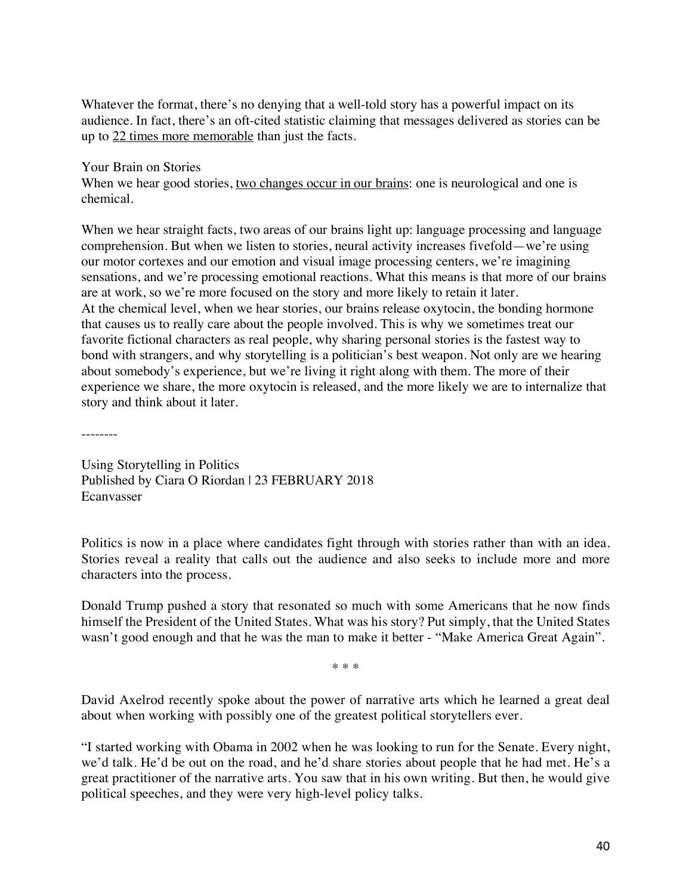Whatever the format, there's no denying that a well-told story has a powerful impact on its audience. In fact, there's an oft-cited statistic claiming that messages delivered as stories can be up to 22 times more memorable than just the facts.

Your Brain on Stories

When we hear good stories, two changes occur in our brains: one is neurological and one is chemical.

When we hear straight facts, two areas of our brains light up: language processing and language comprehension. But when we listen to stories, neural activity increases fivefold—we're using our motor cortexes and our emotion and visual image processing centers, we're imagining sensations, and we're processing emotional reactions. What this means is that more of our brains are at work, so we're more focused on the story and more likely to retain it later.

At the chemical level, when we hear stories, our brains release oxytocin, the bonding hormone that causes us to really care about the people involved. This is why we sometimes treat our favorite fictional characters as real people, why sharing personal stories is the fastest way to bond with strangers, and why storytelling is a politician's best weapon. Not only are we hearing about somebody's experience, but we're living it right along with them. The more of their experience we share, the more oxytocin is released, and the more likely we are to internalize that story and think about it later.

--------

Using Storytelling in Politics
Published by Ciara O Riordan | 23 FEBRUARY 2018
Ecanvasser

Politics is now in a place where candidates fight through with stories rather than with an idea. Stories reveal a reality that calls out the audience and also seeks to include more and more characters into the process.

Donald Trump pushed a story that resonated so much with some Americans that he now finds himself the President of the United States. What was his story? Put simply, that the United States wasn't good enough and that he was the man to make it better - "Make America Great Again".

\* \* \*

David Axelrod recently spoke about the power of narrative arts which he learned a great deal about when working with possibly one of the greatest political storytellers ever.

"I started working with Obama in 2002 when he was looking to run for the Senate. Every night, we'd talk. He'd be out on the road, and he'd share stories about people that he had met. He's a great practitioner of the narrative arts. You saw that in his own writing. But then, he would give political speeches, and they were very high-level policy talks.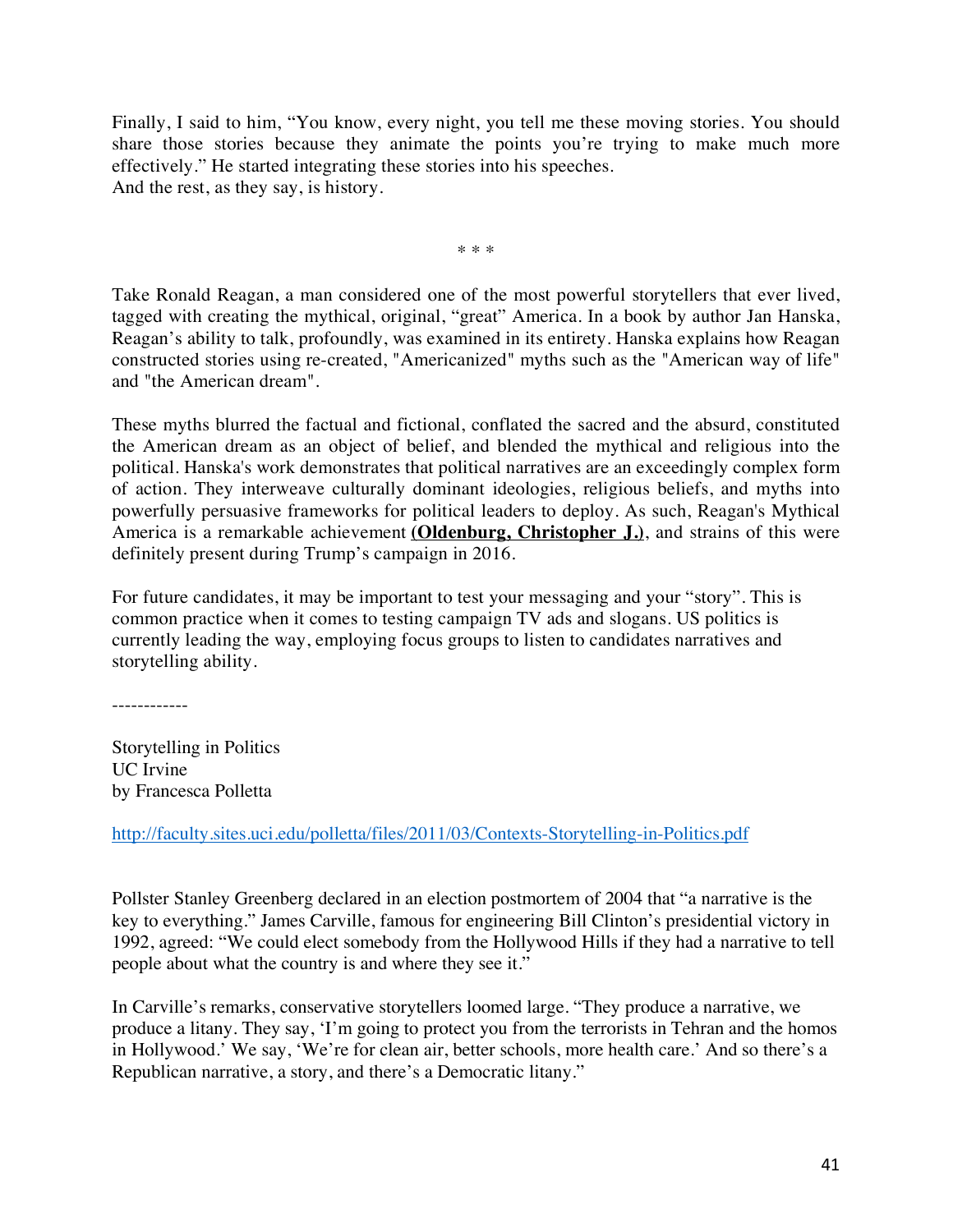Finally, I said to him, “You know, every night, you tell me these moving stories. You should share those stories because they animate the points you’re trying to make much more effectively.” He started integrating these stories into his speeches.
And the rest, as they say, is history.

\* \* \*

Take Ronald Reagan, a man considered one of the most powerful storytellers that ever lived, tagged with creating the mythical, original, “great” America. In a book by author Jan Hanska, Reagan’s ability to talk, profoundly, was examined in its entirety. Hanska explains how Reagan constructed stories using re-created, "Americanized" myths such as the "American way of life" and "the American dream".

These myths blurred the factual and fictional, conflated the sacred and the absurd, constituted the American dream as an object of belief, and blended the mythical and religious into the political. Hanska's work demonstrates that political narratives are an exceedingly complex form of action. They interweave culturally dominant ideologies, religious beliefs, and myths into powerfully persuasive frameworks for political leaders to deploy. As such, Reagan's Mythical America is a remarkable achievement **(Oldenburg, Christopher J.)**, and strains of this were definitely present during Trump’s campaign in 2016.

For future candidates, it may be important to test your messaging and your “story”. This is common practice when it comes to testing campaign TV ads and slogans. US politics is currently leading the way, employing focus groups to listen to candidates narratives and storytelling ability.

------------

Storytelling in Politics
UC Irvine
by Francesca Polletta

http://faculty.sites.uci.edu/polletta/files/2011/03/Contexts-Storytelling-in-Politics.pdf

Pollster Stanley Greenberg declared in an election postmortem of 2004 that “a narrative is the key to everything.” James Carville, famous for engineering Bill Clinton’s presidential victory in 1992, agreed: “We could elect somebody from the Hollywood Hills if they had a narrative to tell people about what the country is and where they see it.”

In Carville’s remarks, conservative storytellers loomed large. “They produce a narrative, we produce a litany. They say, ‘I’m going to protect you from the terrorists in Tehran and the homos in Hollywood.’ We say, ‘We’re for clean air, better schools, more health care.’ And so there’s a Republican narrative, a story, and there’s a Democratic litany.”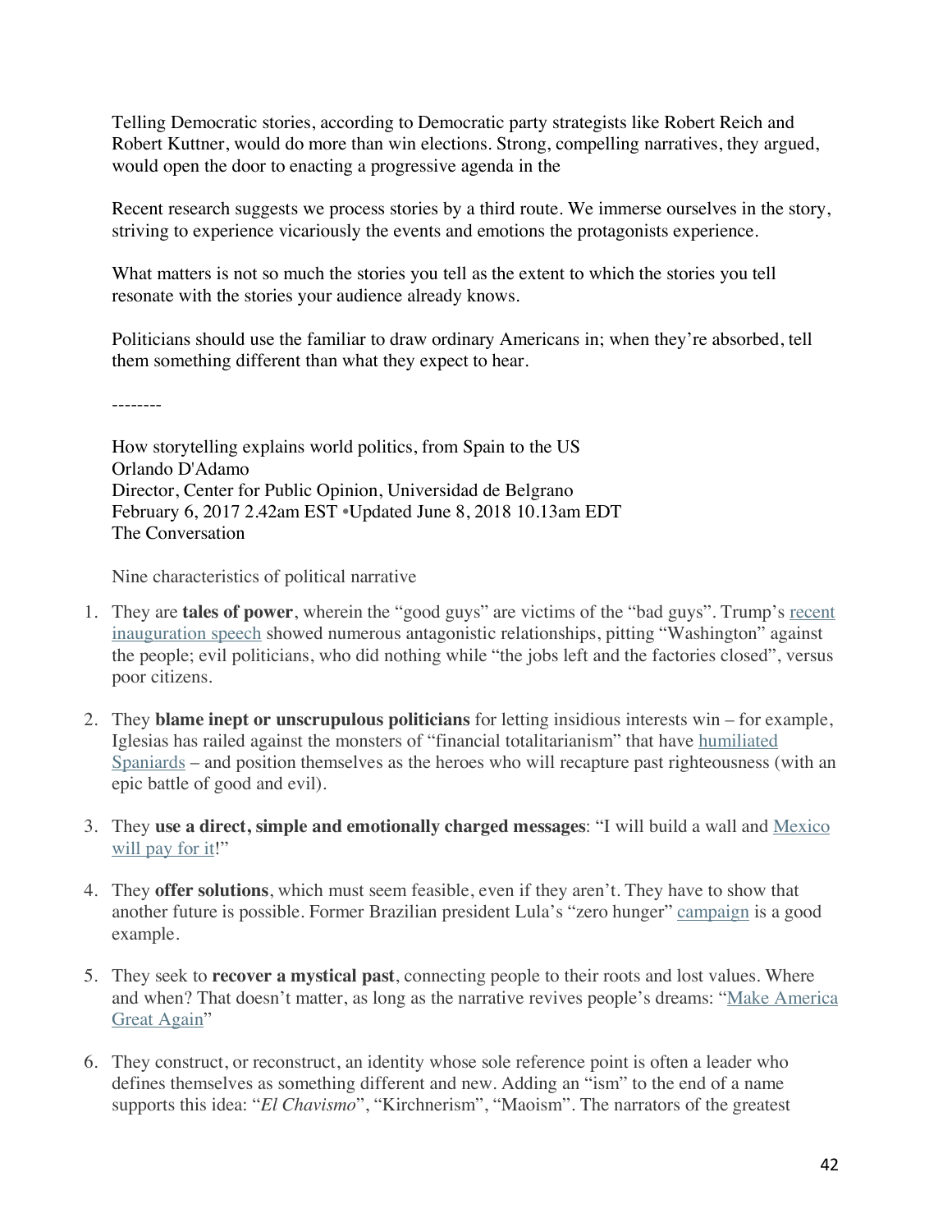Telling Democratic stories, according to Democratic party strategists like Robert Reich and Robert Kuttner, would do more than win elections. Strong, compelling narratives, they argued, would open the door to enacting a progressive agenda in the

Recent research suggests we process stories by a third route. We immerse ourselves in the story, striving to experience vicariously the events and emotions the protagonists experience.

What matters is not so much the stories you tell as the extent to which the stories you tell resonate with the stories your audience already knows.

Politicians should use the familiar to draw ordinary Americans in; when they're absorbed, tell them something different than what they expect to hear.

--------

How storytelling explains world politics, from Spain to the US
Orlando D'Adamo
Director, Center for Public Opinion, Universidad de Belgrano
February 6, 2017 2.42am EST •Updated June 8, 2018 10.13am EDT
The Conversation

Nine characteristics of political narrative

1. They are **tales of power**, wherein the "good guys" are victims of the "bad guys". Trump's recent inauguration speech showed numerous antagonistic relationships, pitting "Washington" against the people; evil politicians, who did nothing while "the jobs left and the factories closed", versus poor citizens.

2. They **blame inept or unscrupulous politicians** for letting insidious interests win – for example, Iglesias has railed against the monsters of "financial totalitarianism" that have humiliated Spaniards – and position themselves as the heroes who will recapture past righteousness (with an epic battle of good and evil).

3. They **use a direct, simple and emotionally charged messages**: "I will build a wall and Mexico will pay for it!"

4. They **offer solutions**, which must seem feasible, even if they aren't. They have to show that another future is possible. Former Brazilian president Lula's "zero hunger" campaign is a good example.

5. They seek to **recover a mystical past**, connecting people to their roots and lost values. Where and when? That doesn't matter, as long as the narrative revives people's dreams: "Make America Great Again"

6. They construct, or reconstruct, an identity whose sole reference point is often a leader who defines themselves as something different and new. Adding an "ism" to the end of a name supports this idea: "*El Chavismo*", "Kirchnerism", "Maoism". The narrators of the greatest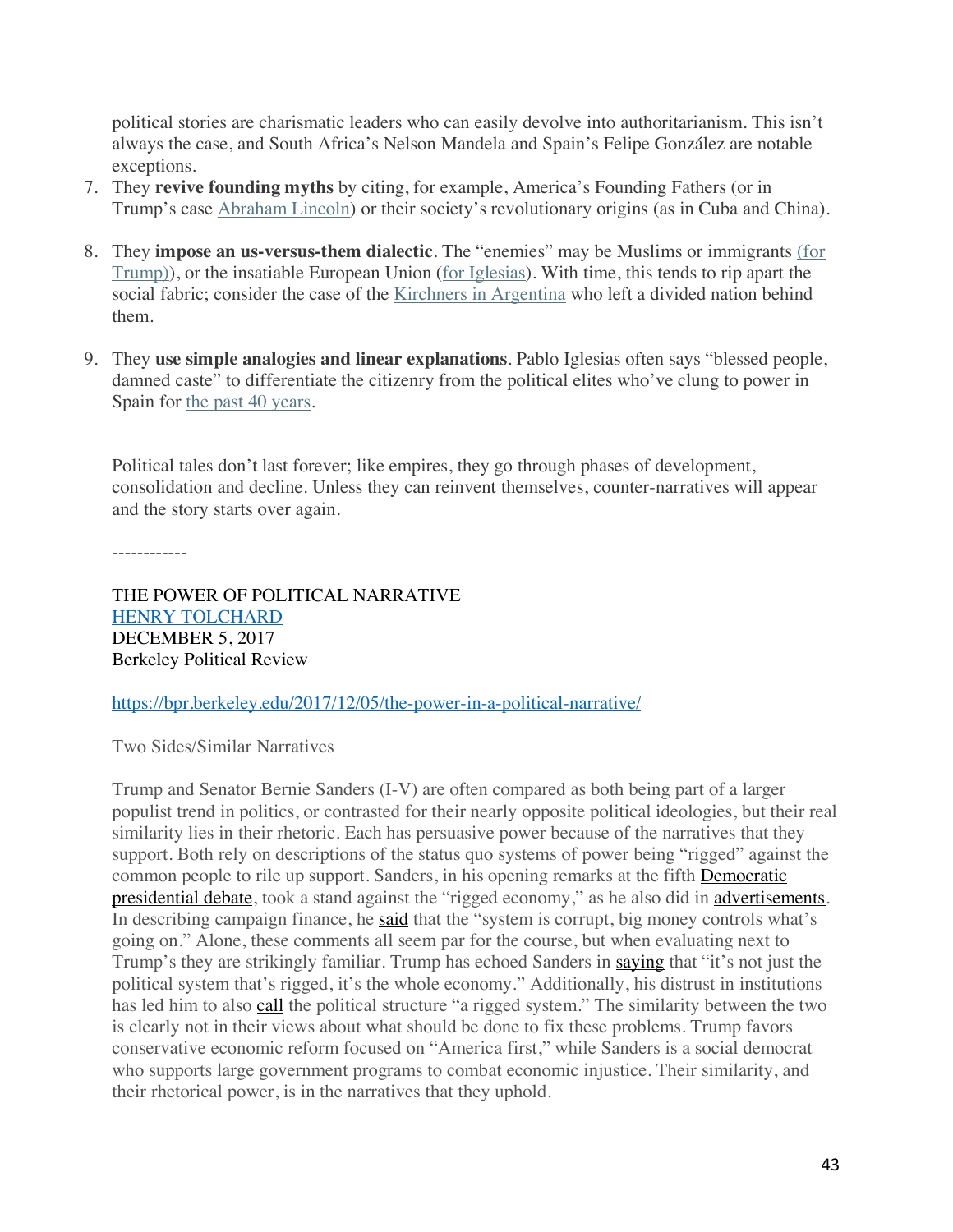political stories are charismatic leaders who can easily devolve into authoritarianism. This isn't always the case, and South Africa's Nelson Mandela and Spain's Felipe González are notable exceptions.

7. They **revive founding myths** by citing, for example, America's Founding Fathers (or in Trump's case Abraham Lincoln) or their society's revolutionary origins (as in Cuba and China).

8. They **impose an us-versus-them dialectic**. The "enemies" may be Muslims or immigrants (for Trump)), or the insatiable European Union (for Iglesias). With time, this tends to rip apart the social fabric; consider the case of the Kirchners in Argentina who left a divided nation behind them.

9. They **use simple analogies and linear explanations**. Pablo Iglesias often says "blessed people, damned caste" to differentiate the citizenry from the political elites who've clung to power in Spain for the past 40 years.

Political tales don't last forever; like empires, they go through phases of development, consolidation and decline. Unless they can reinvent themselves, counter-narratives will appear and the story starts over again.

------------

THE POWER OF POLITICAL NARRATIVE
HENRY TOLCHARD
DECEMBER 5, 2017
Berkeley Political Review

https://bpr.berkeley.edu/2017/12/05/the-power-in-a-political-narrative/

Two Sides/Similar Narratives

Trump and Senator Bernie Sanders (I-V) are often compared as both being part of a larger populist trend in politics, or contrasted for their nearly opposite political ideologies, but their real similarity lies in their rhetoric. Each has persuasive power because of the narratives that they support. Both rely on descriptions of the status quo systems of power being "rigged" against the common people to rile up support. Sanders, in his opening remarks at the fifth Democratic presidential debate, took a stand against the "rigged economy," as he also did in advertisements. In describing campaign finance, he said that the "system is corrupt, big money controls what's going on." Alone, these comments all seem par for the course, but when evaluating next to Trump's they are strikingly familiar. Trump has echoed Sanders in saying that "it's not just the political system that's rigged, it's the whole economy." Additionally, his distrust in institutions has led him to also call the political structure "a rigged system." The similarity between the two is clearly not in their views about what should be done to fix these problems. Trump favors conservative economic reform focused on "America first," while Sanders is a social democrat who supports large government programs to combat economic injustice. Their similarity, and their rhetorical power, is in the narratives that they uphold.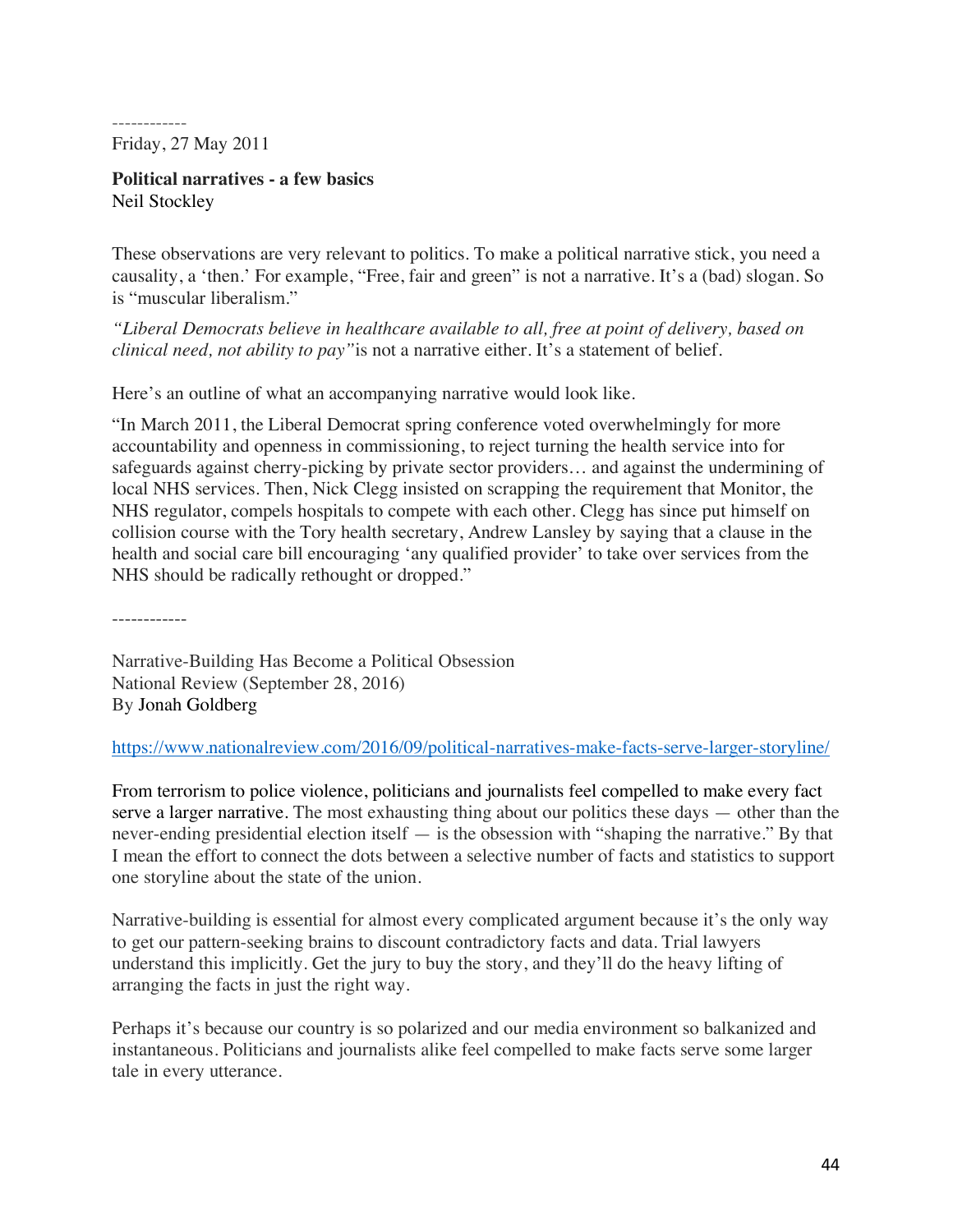------------

Friday, 27 May 2011

**Political narratives - a few basics**

Neil Stockley

These observations are very relevant to politics. To make a political narrative stick, you need a causality, a 'then.' For example, "Free, fair and green" is not a narrative. It's a (bad) slogan. So is "muscular liberalism."

*"Liberal Democrats believe in healthcare available to all, free at point of delivery, based on clinical need, not ability to pay"* is not a narrative either. It's a statement of belief.

Here's an outline of what an accompanying narrative would look like.

"In March 2011, the Liberal Democrat spring conference voted overwhelmingly for more accountability and openness in commissioning, to reject turning the health service into for safeguards against cherry-picking by private sector providers… and against the undermining of local NHS services. Then, Nick Clegg insisted on scrapping the requirement that Monitor, the NHS regulator, compels hospitals to compete with each other. Clegg has since put himself on collision course with the Tory health secretary, Andrew Lansley by saying that a clause in the health and social care bill encouraging 'any qualified provider' to take over services from the NHS should be radically rethought or dropped."

------------

Narrative-Building Has Become a Political Obsession

National Review (September 28, 2016)

By Jonah Goldberg

https://www.nationalreview.com/2016/09/political-narratives-make-facts-serve-larger-storyline/

From terrorism to police violence, politicians and journalists feel compelled to make every fact serve a larger narrative. The most exhausting thing about our politics these days — other than the never-ending presidential election itself — is the obsession with "shaping the narrative." By that I mean the effort to connect the dots between a selective number of facts and statistics to support one storyline about the state of the union.

Narrative-building is essential for almost every complicated argument because it's the only way to get our pattern-seeking brains to discount contradictory facts and data. Trial lawyers understand this implicitly. Get the jury to buy the story, and they'll do the heavy lifting of arranging the facts in just the right way.

Perhaps it's because our country is so polarized and our media environment so balkanized and instantaneous. Politicians and journalists alike feel compelled to make facts serve some larger tale in every utterance.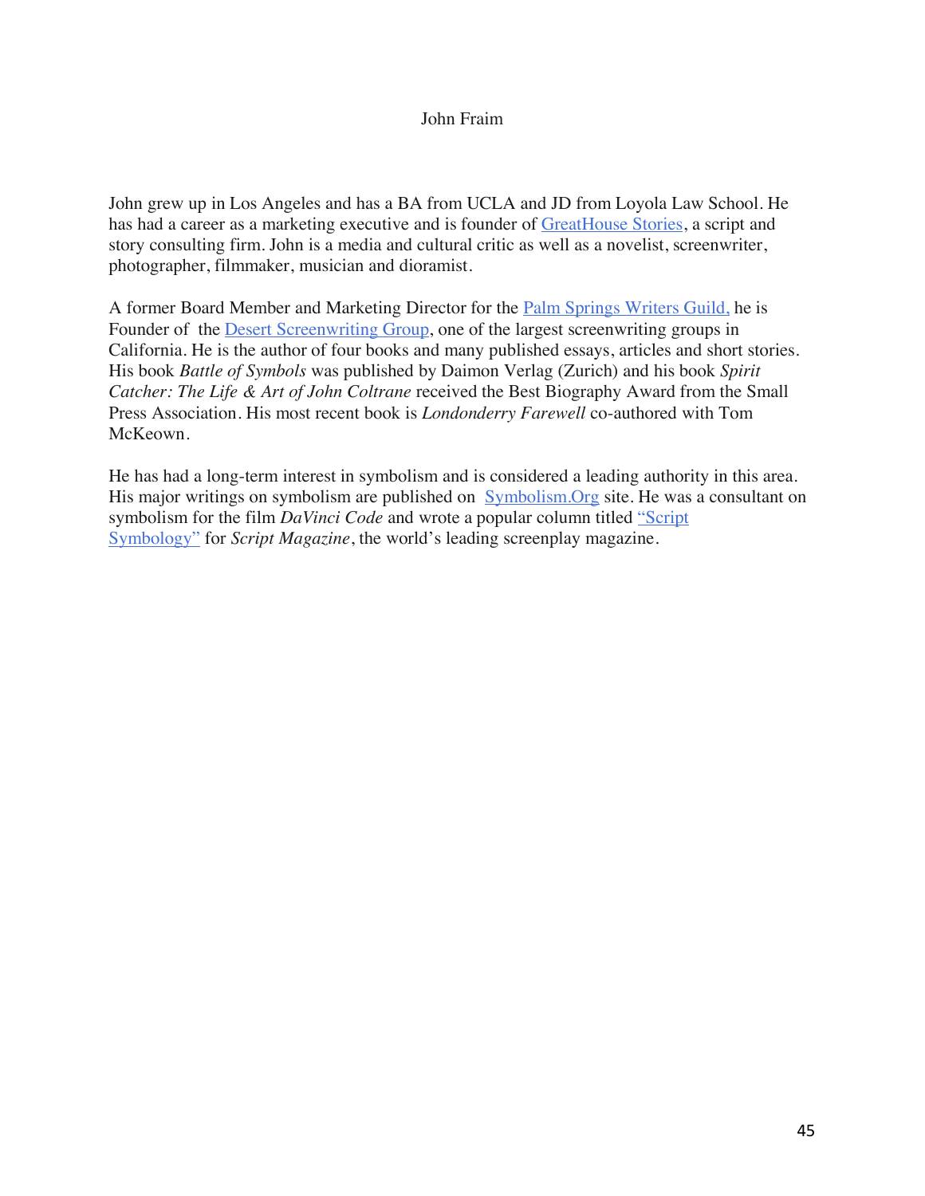# John Fraim

John grew up in Los Angeles and has a BA from UCLA and JD from Loyola Law School. He has had a career as a marketing executive and is founder of GreatHouse Stories, a script and story consulting firm. John is a media and cultural critic as well as a novelist, screenwriter, photographer, filmmaker, musician and dioramist.

A former Board Member and Marketing Director for the Palm Springs Writers Guild, he is Founder of the Desert Screenwriting Group, one of the largest screenwriting groups in California. He is the author of four books and many published essays, articles and short stories. His book *Battle of Symbols* was published by Daimon Verlag (Zurich) and his book *Spirit Catcher: The Life & Art of John Coltrane* received the Best Biography Award from the Small Press Association. His most recent book is *Londonderry Farewell* co-authored with Tom McKeown.

He has had a long-term interest in symbolism and is considered a leading authority in this area. His major writings on symbolism are published on Symbolism.Org site. He was a consultant on symbolism for the film *DaVinci Code* and wrote a popular column titled "Script Symbology" for *Script Magazine*, the world's leading screenplay magazine.